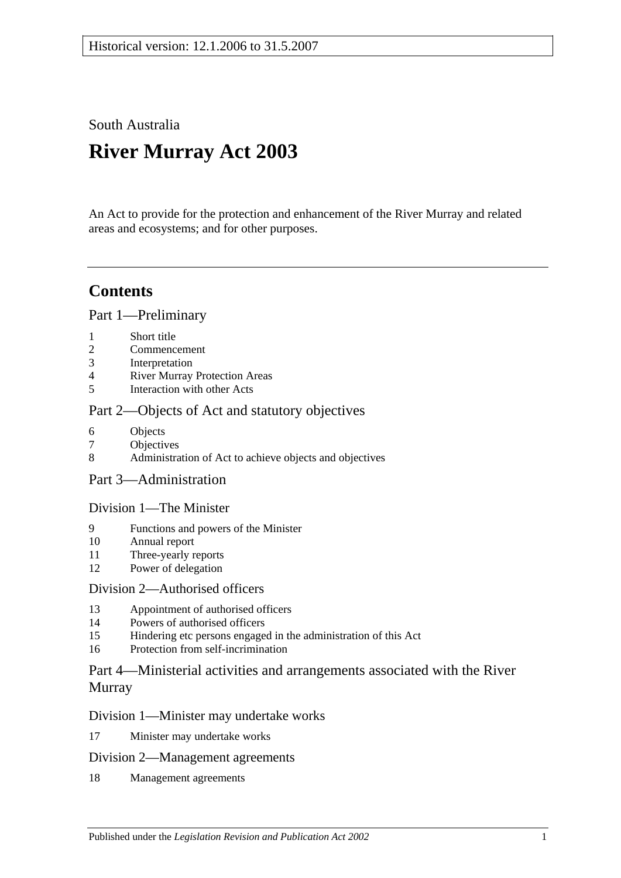Historical version: 12.1.2006 to 31.5.2007

South Australia

# River Murray Act 2003

An Act to provide for the protection and enhancement of the River Murray and related areas and ecosystems; and for other purposes.

---

## Contents

### Part 1—Preliminary

1 Short title
2 Commencement
3 Interpretation
4 River Murray Protection Areas
5 Interaction with other Acts

### Part 2—Objects of Act and statutory objectives

6 Objects
7 Objectives
8 Administration of Act to achieve objects and objectives

### Part 3—Administration

#### Division 1—The Minister

9 Functions and powers of the Minister
10 Annual report
11 Three-yearly reports
12 Power of delegation

#### Division 2—Authorised officers

13 Appointment of authorised officers
14 Powers of authorised officers
15 Hindering etc persons engaged in the administration of this Act
16 Protection from self-incrimination

### Part 4—Ministerial activities and arrangements associated with the River Murray

#### Division 1—Minister may undertake works

17 Minister may undertake works

#### Division 2—Management agreements

18 Management agreements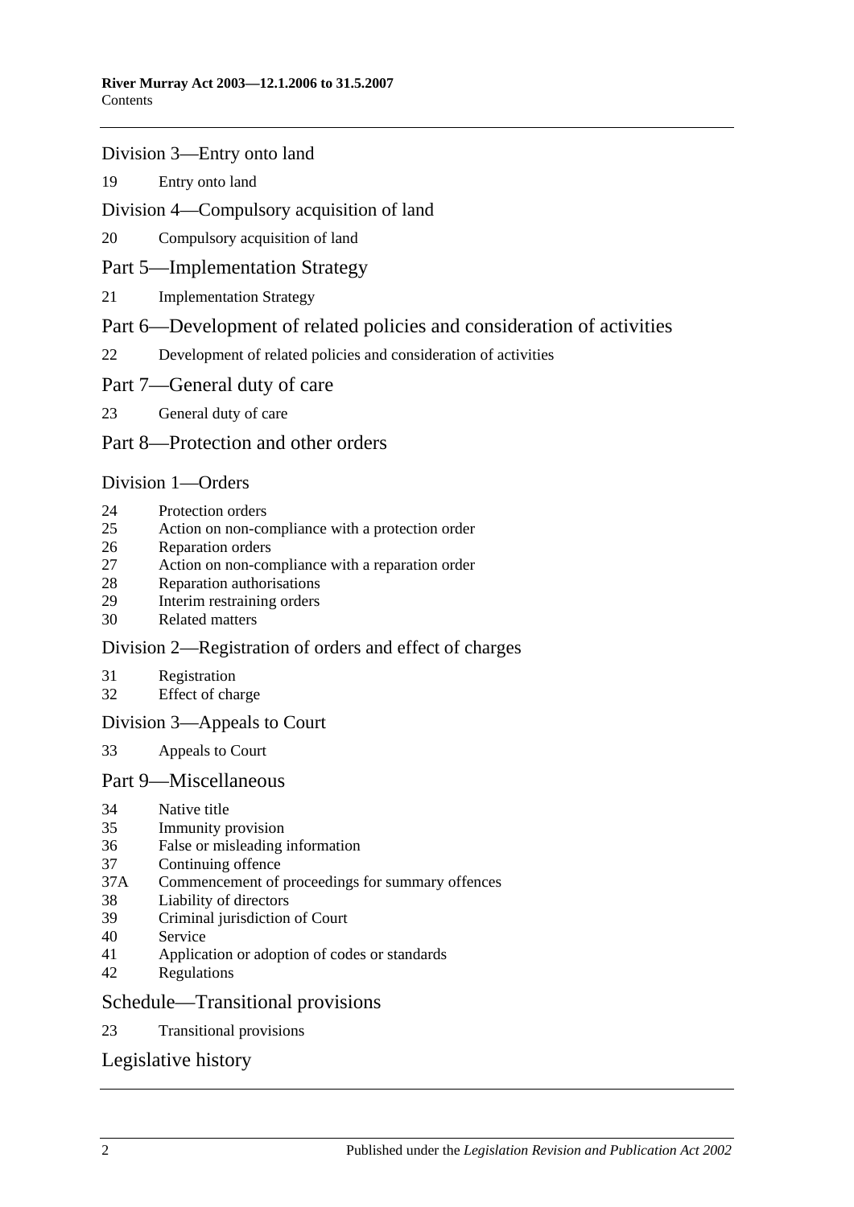Division 3—Entry onto land

19 Entry onto land

Division 4—Compulsory acquisition of land

20 Compulsory acquisition of land

Part 5—Implementation Strategy

21 Implementation Strategy

Part 6—Development of related policies and consideration of activities

22 Development of related policies and consideration of activities

Part 7—General duty of care

23 General duty of care

Part 8—Protection and other orders

Division 1—Orders

24 Protection orders
25 Action on non-compliance with a protection order
26 Reparation orders
27 Action on non-compliance with a reparation order
28 Reparation authorisations
29 Interim restraining orders
30 Related matters

Division 2—Registration of orders and effect of charges

31 Registration
32 Effect of charge

Division 3—Appeals to Court

33 Appeals to Court

Part 9—Miscellaneous

34 Native title
35 Immunity provision
36 False or misleading information
37 Continuing offence
37A Commencement of proceedings for summary offences
38 Liability of directors
39 Criminal jurisdiction of Court
40 Service
41 Application or adoption of codes or standards
42 Regulations

Schedule—Transitional provisions

23 Transitional provisions

Legislative history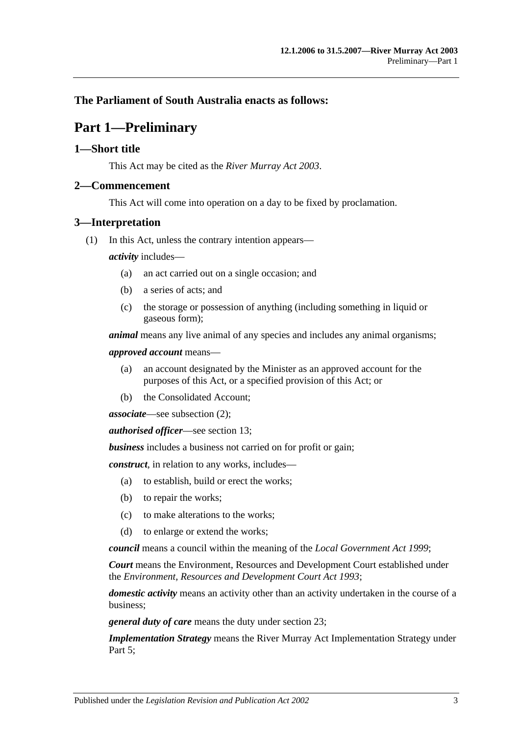**The Parliament of South Australia enacts as follows:**

# Part 1—Preliminary

## 1—Short title

This Act may be cited as the *River Murray Act 2003*.

## 2—Commencement

This Act will come into operation on a day to be fixed by proclamation.

## 3—Interpretation

(1) In this Act, unless the contrary intention appears—

***activity*** includes—

- (a) an act carried out on a single occasion; and
- (b) a series of acts; and
- (c) the storage or possession of anything (including something in liquid or gaseous form);

***animal*** means any live animal of any species and includes any animal organisms;

***approved account*** means—

- (a) an account designated by the Minister as an approved account for the purposes of this Act, or a specified provision of this Act; or
- (b) the Consolidated Account;

***associate***—see subsection (2);

***authorised officer***—see section 13;

***business*** includes a business not carried on for profit or gain;

***construct***, in relation to any works, includes—

- (a) to establish, build or erect the works;
- (b) to repair the works;
- (c) to make alterations to the works;
- (d) to enlarge or extend the works;

***council*** means a council within the meaning of the *Local Government Act 1999*;

***Court*** means the Environment, Resources and Development Court established under the *Environment, Resources and Development Court Act 1993*;

***domestic activity*** means an activity other than an activity undertaken in the course of a business;

***general duty of care*** means the duty under section 23;

***Implementation Strategy*** means the River Murray Act Implementation Strategy under Part 5;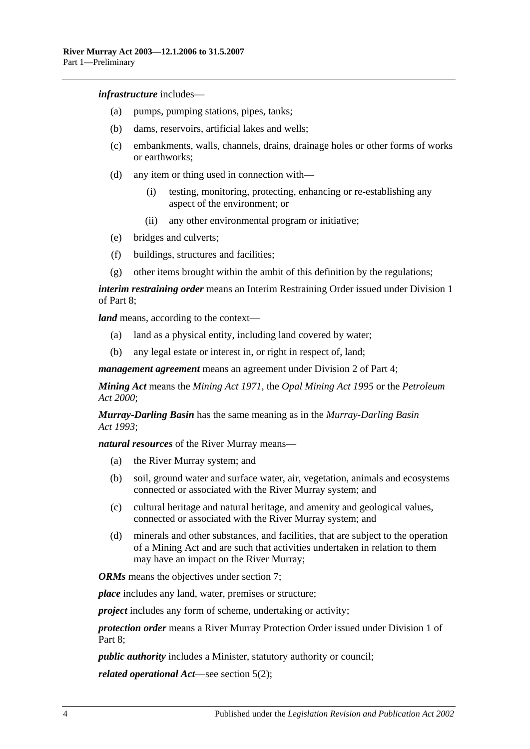***infrastructure*** includes—

(a) pumps, pumping stations, pipes, tanks;

(b) dams, reservoirs, artificial lakes and wells;

(c) embankments, walls, channels, drains, drainage holes or other forms of works or earthworks;

(d) any item or thing used in connection with—

  (i) testing, monitoring, protecting, enhancing or re-establishing any aspect of the environment; or

  (ii) any other environmental program or initiative;

(e) bridges and culverts;

(f) buildings, structures and facilities;

(g) other items brought within the ambit of this definition by the regulations;

***interim restraining order*** means an Interim Restraining Order issued under Division 1 of Part 8;

***land*** means, according to the context—

(a) land as a physical entity, including land covered by water;

(b) any legal estate or interest in, or right in respect of, land;

***management agreement*** means an agreement under Division 2 of Part 4;

***Mining Act*** means the *Mining Act 1971*, the *Opal Mining Act 1995* or the *Petroleum Act 2000*;

***Murray-Darling Basin*** has the same meaning as in the *Murray-Darling Basin Act 1993*;

***natural resources*** of the River Murray means—

(a) the River Murray system; and

(b) soil, ground water and surface water, air, vegetation, animals and ecosystems connected or associated with the River Murray system; and

(c) cultural heritage and natural heritage, and amenity and geological values, connected or associated with the River Murray system; and

(d) minerals and other substances, and facilities, that are subject to the operation of a Mining Act and are such that activities undertaken in relation to them may have an impact on the River Murray;

***ORMs*** means the objectives under section 7;

***place*** includes any land, water, premises or structure;

***project*** includes any form of scheme, undertaking or activity;

***protection order*** means a River Murray Protection Order issued under Division 1 of Part 8;

***public authority*** includes a Minister, statutory authority or council;

***related operational Act***—see section 5(2);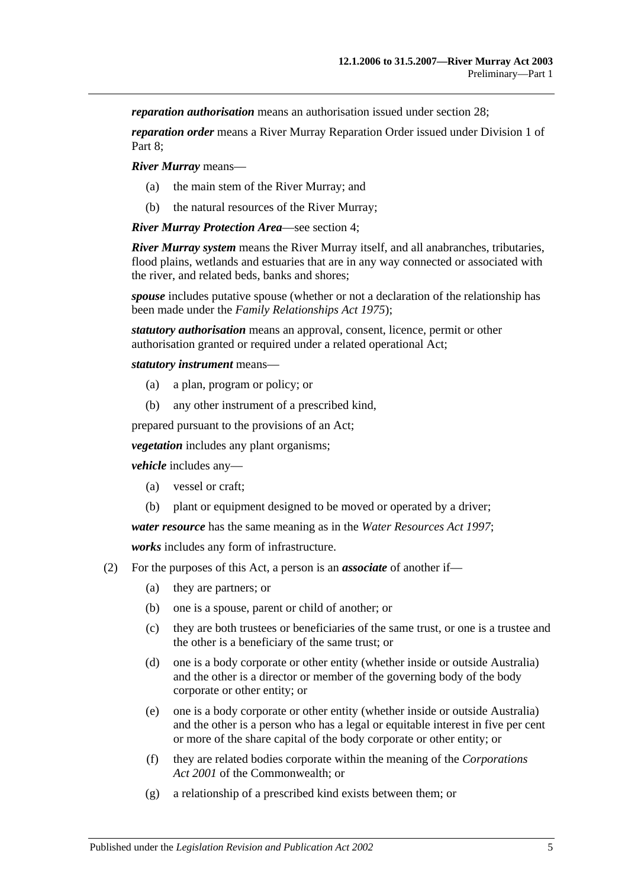***reparation authorisation*** means an authorisation issued under section 28;

***reparation order*** means a River Murray Reparation Order issued under Division 1 of Part 8;

***River Murray*** means—

(a) the main stem of the River Murray; and

(b) the natural resources of the River Murray;

***River Murray Protection Area***—see section 4;

***River Murray system*** means the River Murray itself, and all anabranches, tributaries, flood plains, wetlands and estuaries that are in any way connected or associated with the river, and related beds, banks and shores;

***spouse*** includes putative spouse (whether or not a declaration of the relationship has been made under the *Family Relationships Act 1975*);

***statutory authorisation*** means an approval, consent, licence, permit or other authorisation granted or required under a related operational Act;

***statutory instrument*** means—

(a) a plan, program or policy; or

(b) any other instrument of a prescribed kind,

prepared pursuant to the provisions of an Act;

***vegetation*** includes any plant organisms;

***vehicle*** includes any—

(a) vessel or craft;

(b) plant or equipment designed to be moved or operated by a driver;

***water resource*** has the same meaning as in the *Water Resources Act 1997*;

***works*** includes any form of infrastructure.

(2) For the purposes of this Act, a person is an ***associate*** of another if—

(a) they are partners; or

(b) one is a spouse, parent or child of another; or

(c) they are both trustees or beneficiaries of the same trust, or one is a trustee and the other is a beneficiary of the same trust; or

(d) one is a body corporate or other entity (whether inside or outside Australia) and the other is a director or member of the governing body of the body corporate or other entity; or

(e) one is a body corporate or other entity (whether inside or outside Australia) and the other is a person who has a legal or equitable interest in five per cent or more of the share capital of the body corporate or other entity; or

(f) they are related bodies corporate within the meaning of the *Corporations Act 2001* of the Commonwealth; or

(g) a relationship of a prescribed kind exists between them; or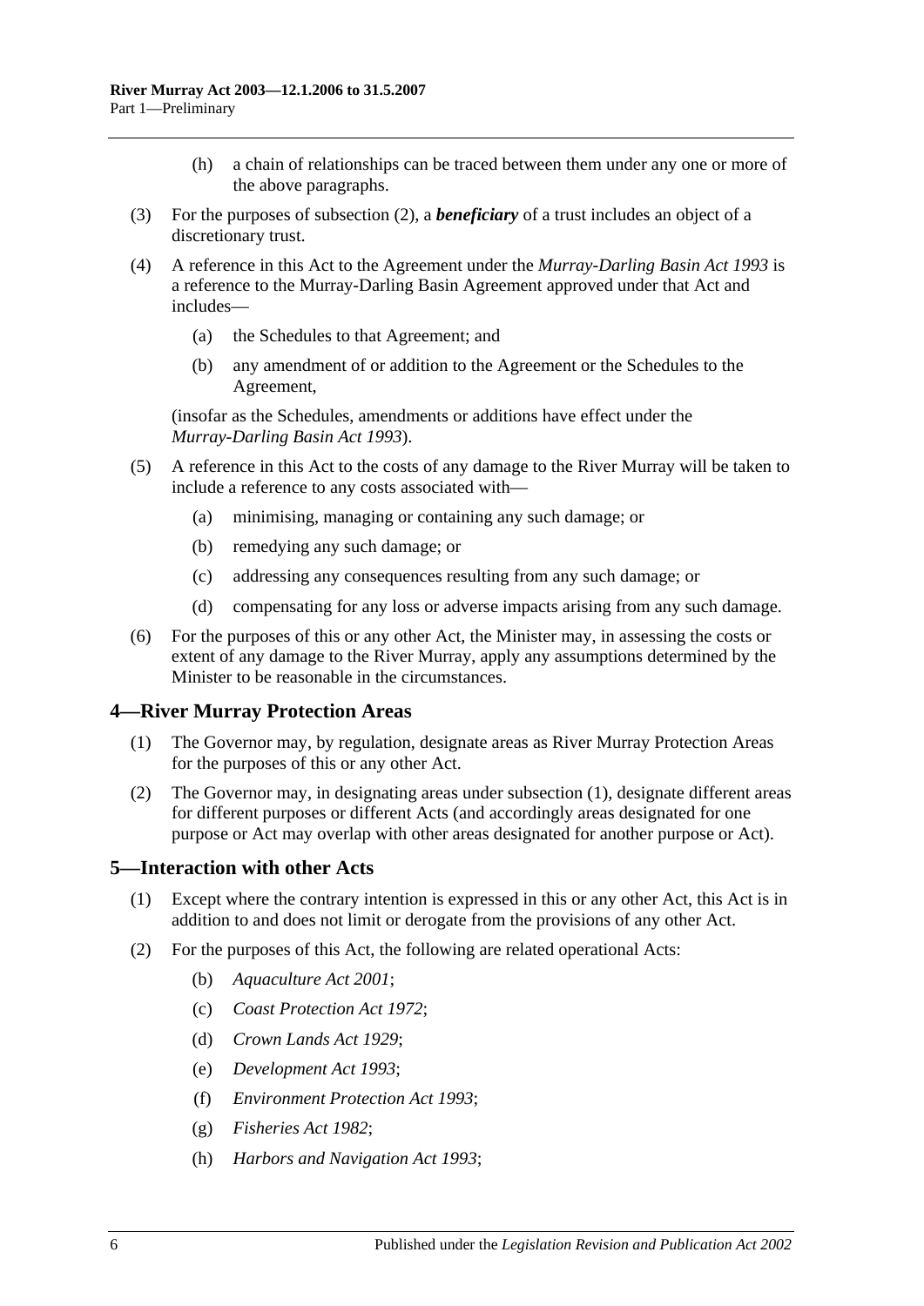(h) a chain of relationships can be traced between them under any one or more of the above paragraphs.

(3) For the purposes of subsection (2), a ***beneficiary*** of a trust includes an object of a discretionary trust.

(4) A reference in this Act to the Agreement under the *Murray-Darling Basin Act 1993* is a reference to the Murray-Darling Basin Agreement approved under that Act and includes—

(a) the Schedules to that Agreement; and

(b) any amendment of or addition to the Agreement or the Schedules to the Agreement,

(insofar as the Schedules, amendments or additions have effect under the *Murray-Darling Basin Act 1993*).

(5) A reference in this Act to the costs of any damage to the River Murray will be taken to include a reference to any costs associated with—

(a) minimising, managing or containing any such damage; or

(b) remedying any such damage; or

(c) addressing any consequences resulting from any such damage; or

(d) compensating for any loss or adverse impacts arising from any such damage.

(6) For the purposes of this or any other Act, the Minister may, in assessing the costs or extent of any damage to the River Murray, apply any assumptions determined by the Minister to be reasonable in the circumstances.

## 4—River Murray Protection Areas

(1) The Governor may, by regulation, designate areas as River Murray Protection Areas for the purposes of this or any other Act.

(2) The Governor may, in designating areas under subsection (1), designate different areas for different purposes or different Acts (and accordingly areas designated for one purpose or Act may overlap with other areas designated for another purpose or Act).

## 5—Interaction with other Acts

(1) Except where the contrary intention is expressed in this or any other Act, this Act is in addition to and does not limit or derogate from the provisions of any other Act.

(2) For the purposes of this Act, the following are related operational Acts:

(b) *Aquaculture Act 2001*;

(c) *Coast Protection Act 1972*;

(d) *Crown Lands Act 1929*;

(e) *Development Act 1993*;

(f) *Environment Protection Act 1993*;

(g) *Fisheries Act 1982*;

(h) *Harbors and Navigation Act 1993*;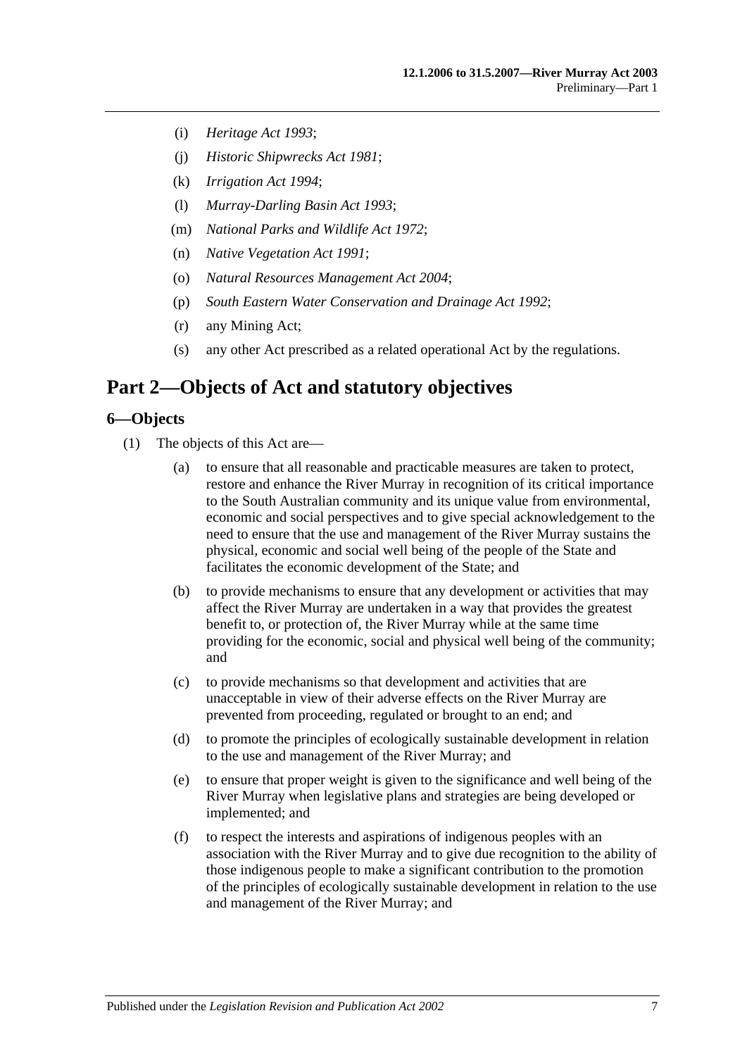(i) *Heritage Act 1993*;

(j) *Historic Shipwrecks Act 1981*;

(k) *Irrigation Act 1994*;

(l) *Murray-Darling Basin Act 1993*;

(m) *National Parks and Wildlife Act 1972*;

(n) *Native Vegetation Act 1991*;

(o) *Natural Resources Management Act 2004*;

(p) *South Eastern Water Conservation and Drainage Act 1992*;

(r) any Mining Act;

(s) any other Act prescribed as a related operational Act by the regulations.

# Part 2—Objects of Act and statutory objectives

## 6—Objects

(1) The objects of this Act are—

(a) to ensure that all reasonable and practicable measures are taken to protect, restore and enhance the River Murray in recognition of its critical importance to the South Australian community and its unique value from environmental, economic and social perspectives and to give special acknowledgement to the need to ensure that the use and management of the River Murray sustains the physical, economic and social well being of the people of the State and facilitates the economic development of the State; and

(b) to provide mechanisms to ensure that any development or activities that may affect the River Murray are undertaken in a way that provides the greatest benefit to, or protection of, the River Murray while at the same time providing for the economic, social and physical well being of the community; and

(c) to provide mechanisms so that development and activities that are unacceptable in view of their adverse effects on the River Murray are prevented from proceeding, regulated or brought to an end; and

(d) to promote the principles of ecologically sustainable development in relation to the use and management of the River Murray; and

(e) to ensure that proper weight is given to the significance and well being of the River Murray when legislative plans and strategies are being developed or implemented; and

(f) to respect the interests and aspirations of indigenous peoples with an association with the River Murray and to give due recognition to the ability of those indigenous people to make a significant contribution to the promotion of the principles of ecologically sustainable development in relation to the use and management of the River Murray; and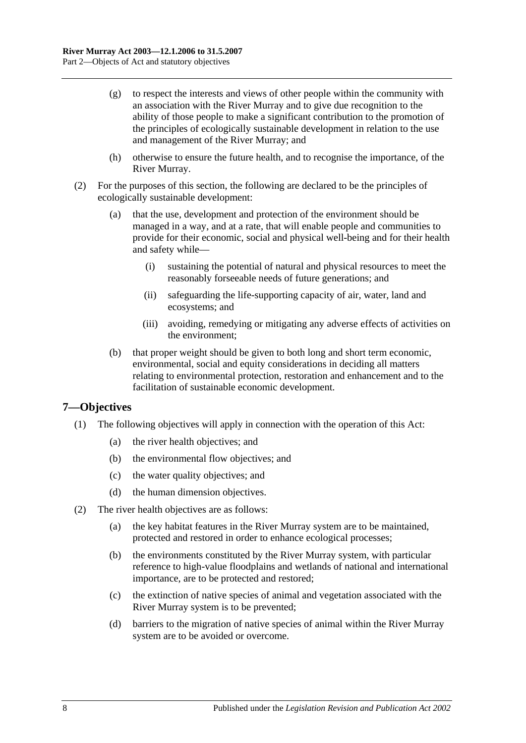(g) to respect the interests and views of other people within the community with an association with the River Murray and to give due recognition to the ability of those people to make a significant contribution to the promotion of the principles of ecologically sustainable development in relation to the use and management of the River Murray; and

(h) otherwise to ensure the future health, and to recognise the importance, of the River Murray.

(2) For the purposes of this section, the following are declared to be the principles of ecologically sustainable development:

(a) that the use, development and protection of the environment should be managed in a way, and at a rate, that will enable people and communities to provide for their economic, social and physical well-being and for their health and safety while—

(i) sustaining the potential of natural and physical resources to meet the reasonably forseeable needs of future generations; and

(ii) safeguarding the life-supporting capacity of air, water, land and ecosystems; and

(iii) avoiding, remedying or mitigating any adverse effects of activities on the environment;

(b) that proper weight should be given to both long and short term economic, environmental, social and equity considerations in deciding all matters relating to environmental protection, restoration and enhancement and to the facilitation of sustainable economic development.

## 7—Objectives

(1) The following objectives will apply in connection with the operation of this Act:

(a) the river health objectives; and

(b) the environmental flow objectives; and

(c) the water quality objectives; and

(d) the human dimension objectives.

(2) The river health objectives are as follows:

(a) the key habitat features in the River Murray system are to be maintained, protected and restored in order to enhance ecological processes;

(b) the environments constituted by the River Murray system, with particular reference to high-value floodplains and wetlands of national and international importance, are to be protected and restored;

(c) the extinction of native species of animal and vegetation associated with the River Murray system is to be prevented;

(d) barriers to the migration of native species of animal within the River Murray system are to be avoided or overcome.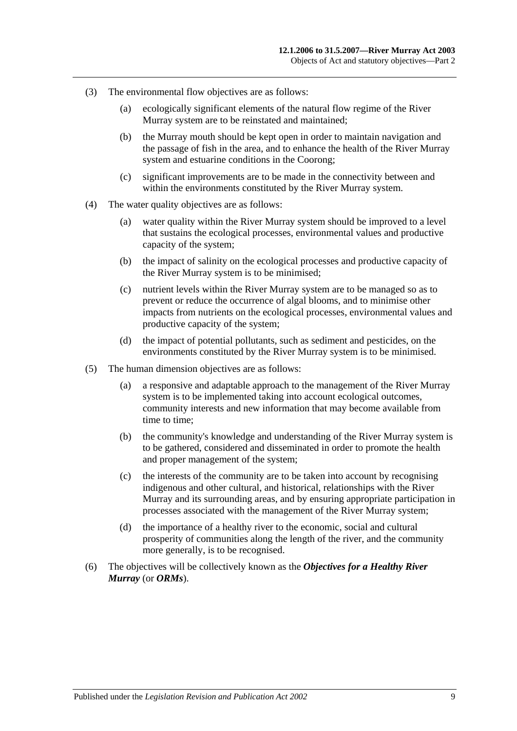(3) The environmental flow objectives are as follows:

  (a) ecologically significant elements of the natural flow regime of the River Murray system are to be reinstated and maintained;

  (b) the Murray mouth should be kept open in order to maintain navigation and the passage of fish in the area, and to enhance the health of the River Murray system and estuarine conditions in the Coorong;

  (c) significant improvements are to be made in the connectivity between and within the environments constituted by the River Murray system.

(4) The water quality objectives are as follows:

  (a) water quality within the River Murray system should be improved to a level that sustains the ecological processes, environmental values and productive capacity of the system;

  (b) the impact of salinity on the ecological processes and productive capacity of the River Murray system is to be minimised;

  (c) nutrient levels within the River Murray system are to be managed so as to prevent or reduce the occurrence of algal blooms, and to minimise other impacts from nutrients on the ecological processes, environmental values and productive capacity of the system;

  (d) the impact of potential pollutants, such as sediment and pesticides, on the environments constituted by the River Murray system is to be minimised.

(5) The human dimension objectives are as follows:

  (a) a responsive and adaptable approach to the management of the River Murray system is to be implemented taking into account ecological outcomes, community interests and new information that may become available from time to time;

  (b) the community's knowledge and understanding of the River Murray system is to be gathered, considered and disseminated in order to promote the health and proper management of the system;

  (c) the interests of the community are to be taken into account by recognising indigenous and other cultural, and historical, relationships with the River Murray and its surrounding areas, and by ensuring appropriate participation in processes associated with the management of the River Murray system;

  (d) the importance of a healthy river to the economic, social and cultural prosperity of communities along the length of the river, and the community more generally, is to be recognised.

(6) The objectives will be collectively known as the ***Objectives for a Healthy River Murray*** (or ***ORMs***).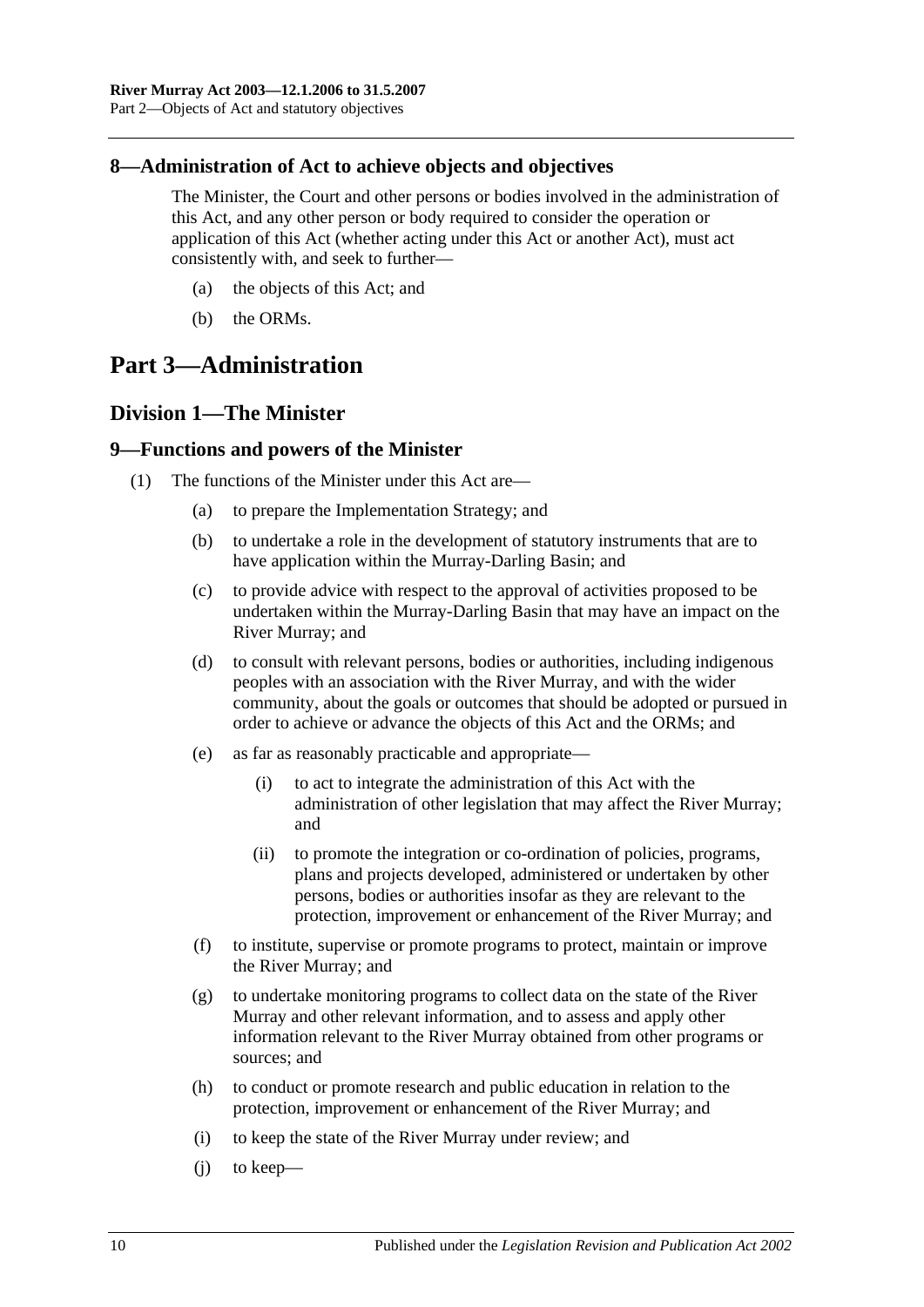## 8—Administration of Act to achieve objects and objectives

The Minister, the Court and other persons or bodies involved in the administration of this Act, and any other person or body required to consider the operation or application of this Act (whether acting under this Act or another Act), must act consistently with, and seek to further—

- (a) the objects of this Act; and
- (b) the ORMs.

# Part 3—Administration

## Division 1—The Minister

## 9—Functions and powers of the Minister

(1) The functions of the Minister under this Act are—

- (a) to prepare the Implementation Strategy; and
- (b) to undertake a role in the development of statutory instruments that are to have application within the Murray-Darling Basin; and
- (c) to provide advice with respect to the approval of activities proposed to be undertaken within the Murray-Darling Basin that may have an impact on the River Murray; and
- (d) to consult with relevant persons, bodies or authorities, including indigenous peoples with an association with the River Murray, and with the wider community, about the goals or outcomes that should be adopted or pursued in order to achieve or advance the objects of this Act and the ORMs; and
- (e) as far as reasonably practicable and appropriate—
  - (i) to act to integrate the administration of this Act with the administration of other legislation that may affect the River Murray; and
  - (ii) to promote the integration or co-ordination of policies, programs, plans and projects developed, administered or undertaken by other persons, bodies or authorities insofar as they are relevant to the protection, improvement or enhancement of the River Murray; and
- (f) to institute, supervise or promote programs to protect, maintain or improve the River Murray; and
- (g) to undertake monitoring programs to collect data on the state of the River Murray and other relevant information, and to assess and apply other information relevant to the River Murray obtained from other programs or sources; and
- (h) to conduct or promote research and public education in relation to the protection, improvement or enhancement of the River Murray; and
- (i) to keep the state of the River Murray under review; and
- (j) to keep—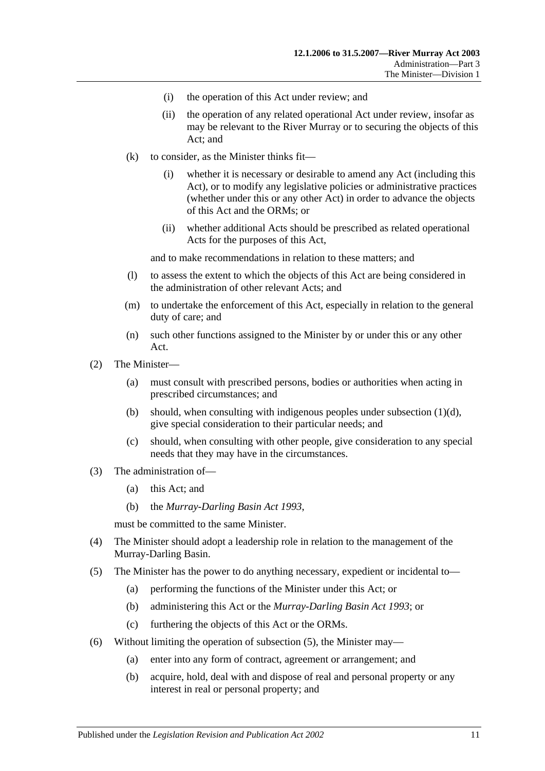(i) the operation of this Act under review; and

(ii) the operation of any related operational Act under review, insofar as may be relevant to the River Murray or to securing the objects of this Act; and

(k) to consider, as the Minister thinks fit—

(i) whether it is necessary or desirable to amend any Act (including this Act), or to modify any legislative policies or administrative practices (whether under this or any other Act) in order to advance the objects of this Act and the ORMs; or

(ii) whether additional Acts should be prescribed as related operational Acts for the purposes of this Act,

and to make recommendations in relation to these matters; and

(l) to assess the extent to which the objects of this Act are being considered in the administration of other relevant Acts; and

(m) to undertake the enforcement of this Act, especially in relation to the general duty of care; and

(n) such other functions assigned to the Minister by or under this or any other Act.

(2) The Minister—

(a) must consult with prescribed persons, bodies or authorities when acting in prescribed circumstances; and

(b) should, when consulting with indigenous peoples under subsection (1)(d), give special consideration to their particular needs; and

(c) should, when consulting with other people, give consideration to any special needs that they may have in the circumstances.

(3) The administration of—

(a) this Act; and

(b) the *Murray-Darling Basin Act 1993*,

must be committed to the same Minister.

(4) The Minister should adopt a leadership role in relation to the management of the Murray-Darling Basin.

(5) The Minister has the power to do anything necessary, expedient or incidental to—

(a) performing the functions of the Minister under this Act; or

(b) administering this Act or the *Murray-Darling Basin Act 1993*; or

(c) furthering the objects of this Act or the ORMs.

(6) Without limiting the operation of subsection (5), the Minister may—

(a) enter into any form of contract, agreement or arrangement; and

(b) acquire, hold, deal with and dispose of real and personal property or any interest in real or personal property; and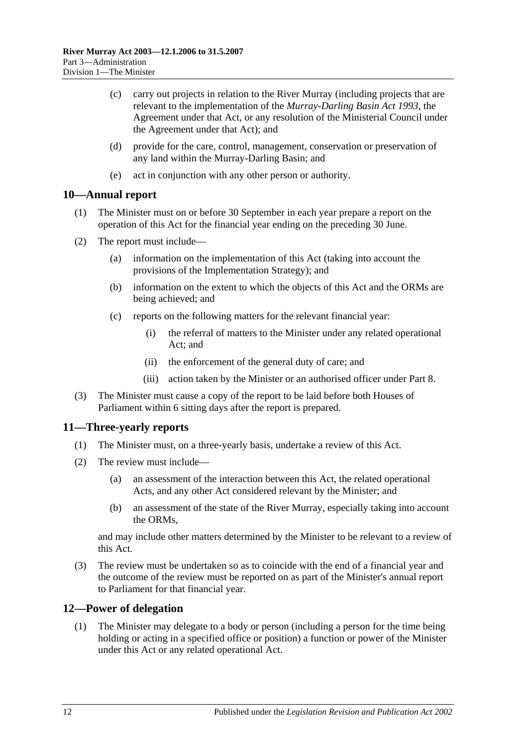(c) carry out projects in relation to the River Murray (including projects that are relevant to the implementation of the *Murray-Darling Basin Act 1993*, the Agreement under that Act, or any resolution of the Ministerial Council under the Agreement under that Act); and

(d) provide for the care, control, management, conservation or preservation of any land within the Murray-Darling Basin; and

(e) act in conjunction with any other person or authority.

## 10—Annual report

(1) The Minister must on or before 30 September in each year prepare a report on the operation of this Act for the financial year ending on the preceding 30 June.

(2) The report must include—

(a) information on the implementation of this Act (taking into account the provisions of the Implementation Strategy); and

(b) information on the extent to which the objects of this Act and the ORMs are being achieved; and

(c) reports on the following matters for the relevant financial year:

(i) the referral of matters to the Minister under any related operational Act; and

(ii) the enforcement of the general duty of care; and

(iii) action taken by the Minister or an authorised officer under Part 8.

(3) The Minister must cause a copy of the report to be laid before both Houses of Parliament within 6 sitting days after the report is prepared.

## 11—Three-yearly reports

(1) The Minister must, on a three-yearly basis, undertake a review of this Act.

(2) The review must include—

(a) an assessment of the interaction between this Act, the related operational Acts, and any other Act considered relevant by the Minister; and

(b) an assessment of the state of the River Murray, especially taking into account the ORMs,

and may include other matters determined by the Minister to be relevant to a review of this Act.

(3) The review must be undertaken so as to coincide with the end of a financial year and the outcome of the review must be reported on as part of the Minister's annual report to Parliament for that financial year.

## 12—Power of delegation

(1) The Minister may delegate to a body or person (including a person for the time being holding or acting in a specified office or position) a function or power of the Minister under this Act or any related operational Act.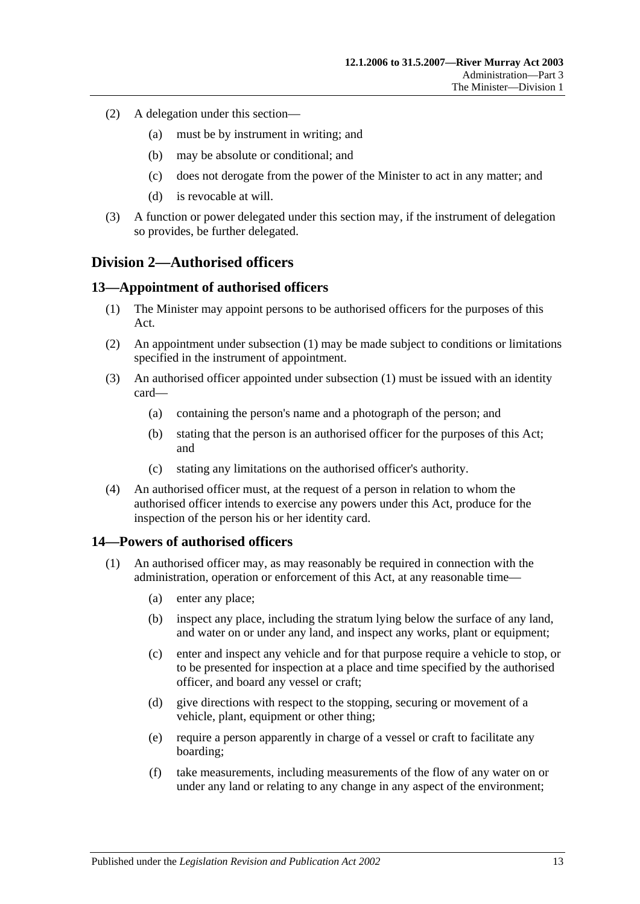(2) A delegation under this section—

(a) must be by instrument in writing; and

(b) may be absolute or conditional; and

(c) does not derogate from the power of the Minister to act in any matter; and

(d) is revocable at will.

(3) A function or power delegated under this section may, if the instrument of delegation so provides, be further delegated.

## Division 2—Authorised officers

### 13—Appointment of authorised officers

(1) The Minister may appoint persons to be authorised officers for the purposes of this Act.

(2) An appointment under subsection (1) may be made subject to conditions or limitations specified in the instrument of appointment.

(3) An authorised officer appointed under subsection (1) must be issued with an identity card—

(a) containing the person's name and a photograph of the person; and

(b) stating that the person is an authorised officer for the purposes of this Act; and

(c) stating any limitations on the authorised officer's authority.

(4) An authorised officer must, at the request of a person in relation to whom the authorised officer intends to exercise any powers under this Act, produce for the inspection of the person his or her identity card.

### 14—Powers of authorised officers

(1) An authorised officer may, as may reasonably be required in connection with the administration, operation or enforcement of this Act, at any reasonable time—

(a) enter any place;

(b) inspect any place, including the stratum lying below the surface of any land, and water on or under any land, and inspect any works, plant or equipment;

(c) enter and inspect any vehicle and for that purpose require a vehicle to stop, or to be presented for inspection at a place and time specified by the authorised officer, and board any vessel or craft;

(d) give directions with respect to the stopping, securing or movement of a vehicle, plant, equipment or other thing;

(e) require a person apparently in charge of a vessel or craft to facilitate any boarding;

(f) take measurements, including measurements of the flow of any water on or under any land or relating to any change in any aspect of the environment;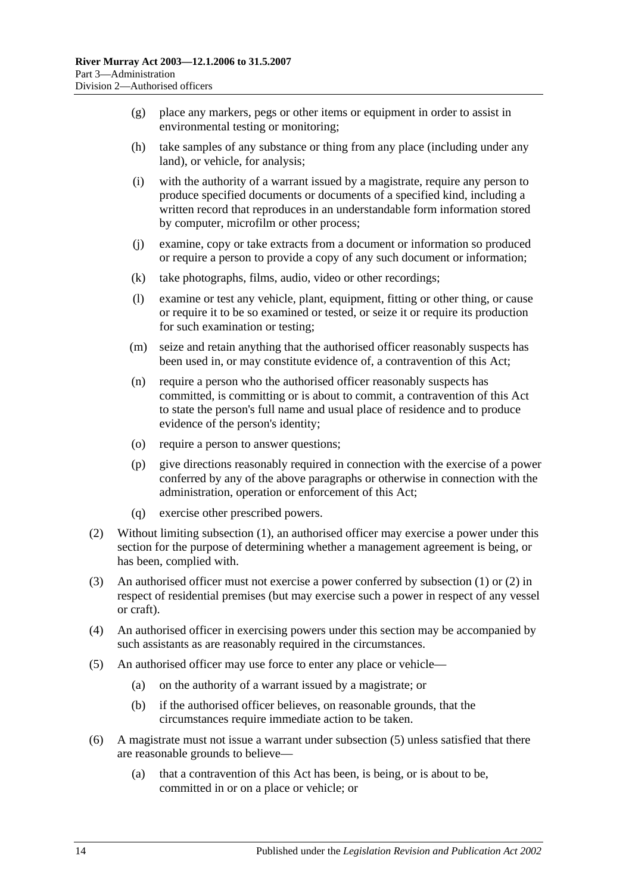(g) place any markers, pegs or other items or equipment in order to assist in environmental testing or monitoring;

(h) take samples of any substance or thing from any place (including under any land), or vehicle, for analysis;

(i) with the authority of a warrant issued by a magistrate, require any person to produce specified documents or documents of a specified kind, including a written record that reproduces in an understandable form information stored by computer, microfilm or other process;

(j) examine, copy or take extracts from a document or information so produced or require a person to provide a copy of any such document or information;

(k) take photographs, films, audio, video or other recordings;

(l) examine or test any vehicle, plant, equipment, fitting or other thing, or cause or require it to be so examined or tested, or seize it or require its production for such examination or testing;

(m) seize and retain anything that the authorised officer reasonably suspects has been used in, or may constitute evidence of, a contravention of this Act;

(n) require a person who the authorised officer reasonably suspects has committed, is committing or is about to commit, a contravention of this Act to state the person's full name and usual place of residence and to produce evidence of the person's identity;

(o) require a person to answer questions;

(p) give directions reasonably required in connection with the exercise of a power conferred by any of the above paragraphs or otherwise in connection with the administration, operation or enforcement of this Act;

(q) exercise other prescribed powers.

(2) Without limiting subsection (1), an authorised officer may exercise a power under this section for the purpose of determining whether a management agreement is being, or has been, complied with.

(3) An authorised officer must not exercise a power conferred by subsection (1) or (2) in respect of residential premises (but may exercise such a power in respect of any vessel or craft).

(4) An authorised officer in exercising powers under this section may be accompanied by such assistants as are reasonably required in the circumstances.

(5) An authorised officer may use force to enter any place or vehicle—

(a) on the authority of a warrant issued by a magistrate; or

(b) if the authorised officer believes, on reasonable grounds, that the circumstances require immediate action to be taken.

(6) A magistrate must not issue a warrant under subsection (5) unless satisfied that there are reasonable grounds to believe—

(a) that a contravention of this Act has been, is being, or is about to be, committed in or on a place or vehicle; or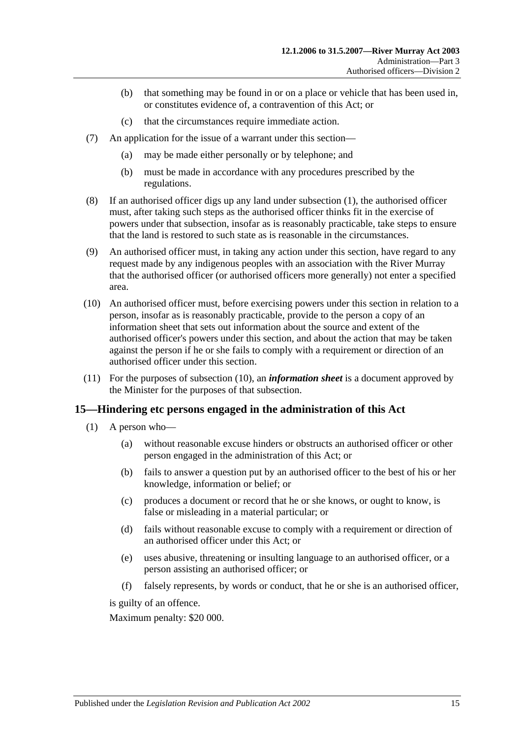(b) that something may be found in or on a place or vehicle that has been used in, or constitutes evidence of, a contravention of this Act; or

(c) that the circumstances require immediate action.

(7) An application for the issue of a warrant under this section—

(a) may be made either personally or by telephone; and

(b) must be made in accordance with any procedures prescribed by the regulations.

(8) If an authorised officer digs up any land under subsection (1), the authorised officer must, after taking such steps as the authorised officer thinks fit in the exercise of powers under that subsection, insofar as is reasonably practicable, take steps to ensure that the land is restored to such state as is reasonable in the circumstances.

(9) An authorised officer must, in taking any action under this section, have regard to any request made by any indigenous peoples with an association with the River Murray that the authorised officer (or authorised officers more generally) not enter a specified area.

(10) An authorised officer must, before exercising powers under this section in relation to a person, insofar as is reasonably practicable, provide to the person a copy of an information sheet that sets out information about the source and extent of the authorised officer's powers under this section, and about the action that may be taken against the person if he or she fails to comply with a requirement or direction of an authorised officer under this section.

(11) For the purposes of subsection (10), an ***information sheet*** is a document approved by the Minister for the purposes of that subsection.

## 15—Hindering etc persons engaged in the administration of this Act

(1) A person who—

(a) without reasonable excuse hinders or obstructs an authorised officer or other person engaged in the administration of this Act; or

(b) fails to answer a question put by an authorised officer to the best of his or her knowledge, information or belief; or

(c) produces a document or record that he or she knows, or ought to know, is false or misleading in a material particular; or

(d) fails without reasonable excuse to comply with a requirement or direction of an authorised officer under this Act; or

(e) uses abusive, threatening or insulting language to an authorised officer, or a person assisting an authorised officer; or

(f) falsely represents, by words or conduct, that he or she is an authorised officer,

is guilty of an offence.

Maximum penalty: $20 000.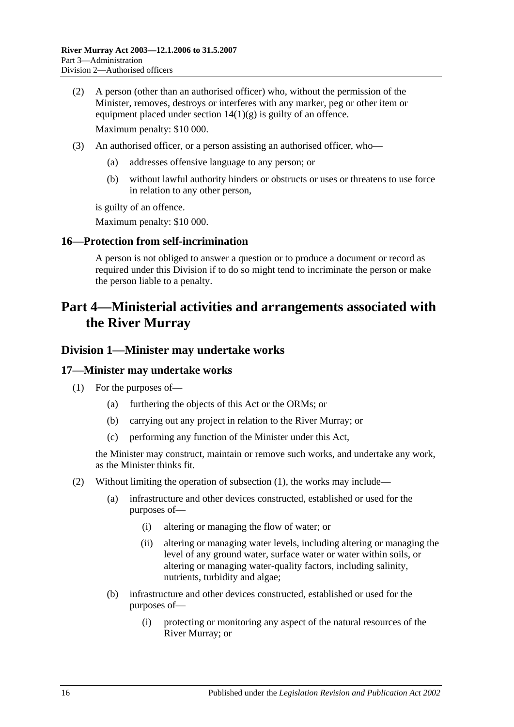(2) A person (other than an authorised officer) who, without the permission of the Minister, removes, destroys or interferes with any marker, peg or other item or equipment placed under section 14(1)(g) is guilty of an offence.

Maximum penalty: $10 000.

(3) An authorised officer, or a person assisting an authorised officer, who—

(a) addresses offensive language to any person; or

(b) without lawful authority hinders or obstructs or uses or threatens to use force in relation to any other person,

is guilty of an offence.

Maximum penalty: $10 000.

### 16—Protection from self-incrimination

A person is not obliged to answer a question or to produce a document or record as required under this Division if to do so might tend to incriminate the person or make the person liable to a penalty.

# Part 4—Ministerial activities and arrangements associated with the River Murray

## Division 1—Minister may undertake works

### 17—Minister may undertake works

(1) For the purposes of—

(a) furthering the objects of this Act or the ORMs; or

(b) carrying out any project in relation to the River Murray; or

(c) performing any function of the Minister under this Act,

the Minister may construct, maintain or remove such works, and undertake any work, as the Minister thinks fit.

(2) Without limiting the operation of subsection (1), the works may include—

(a) infrastructure and other devices constructed, established or used for the purposes of—

(i) altering or managing the flow of water; or

(ii) altering or managing water levels, including altering or managing the level of any ground water, surface water or water within soils, or altering or managing water-quality factors, including salinity, nutrients, turbidity and algae;

(b) infrastructure and other devices constructed, established or used for the purposes of—

(i) protecting or monitoring any aspect of the natural resources of the River Murray; or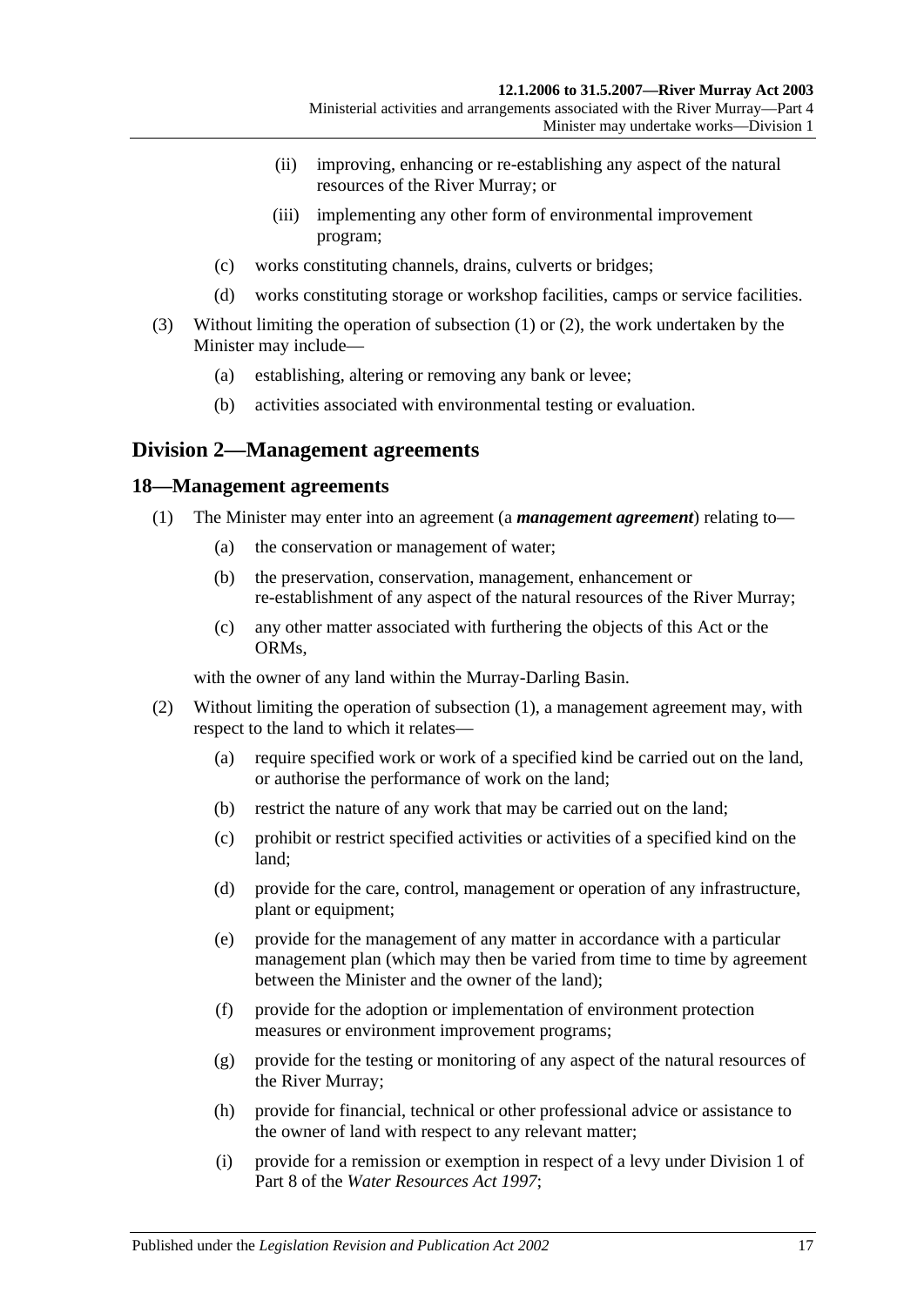(ii) improving, enhancing or re-establishing any aspect of the natural resources of the River Murray; or

(iii) implementing any other form of environmental improvement program;

(c) works constituting channels, drains, culverts or bridges;

(d) works constituting storage or workshop facilities, camps or service facilities.

(3) Without limiting the operation of subsection (1) or (2), the work undertaken by the Minister may include—

(a) establishing, altering or removing any bank or levee;

(b) activities associated with environmental testing or evaluation.

## Division 2—Management agreements

### 18—Management agreements

(1) The Minister may enter into an agreement (a ***management agreement***) relating to—

(a) the conservation or management of water;

(b) the preservation, conservation, management, enhancement or re-establishment of any aspect of the natural resources of the River Murray;

(c) any other matter associated with furthering the objects of this Act or the ORMs,

with the owner of any land within the Murray-Darling Basin.

(2) Without limiting the operation of subsection (1), a management agreement may, with respect to the land to which it relates—

(a) require specified work or work of a specified kind be carried out on the land, or authorise the performance of work on the land;

(b) restrict the nature of any work that may be carried out on the land;

(c) prohibit or restrict specified activities or activities of a specified kind on the land;

(d) provide for the care, control, management or operation of any infrastructure, plant or equipment;

(e) provide for the management of any matter in accordance with a particular management plan (which may then be varied from time to time by agreement between the Minister and the owner of the land);

(f) provide for the adoption or implementation of environment protection measures or environment improvement programs;

(g) provide for the testing or monitoring of any aspect of the natural resources of the River Murray;

(h) provide for financial, technical or other professional advice or assistance to the owner of land with respect to any relevant matter;

(i) provide for a remission or exemption in respect of a levy under Division 1 of Part 8 of the *Water Resources Act 1997*;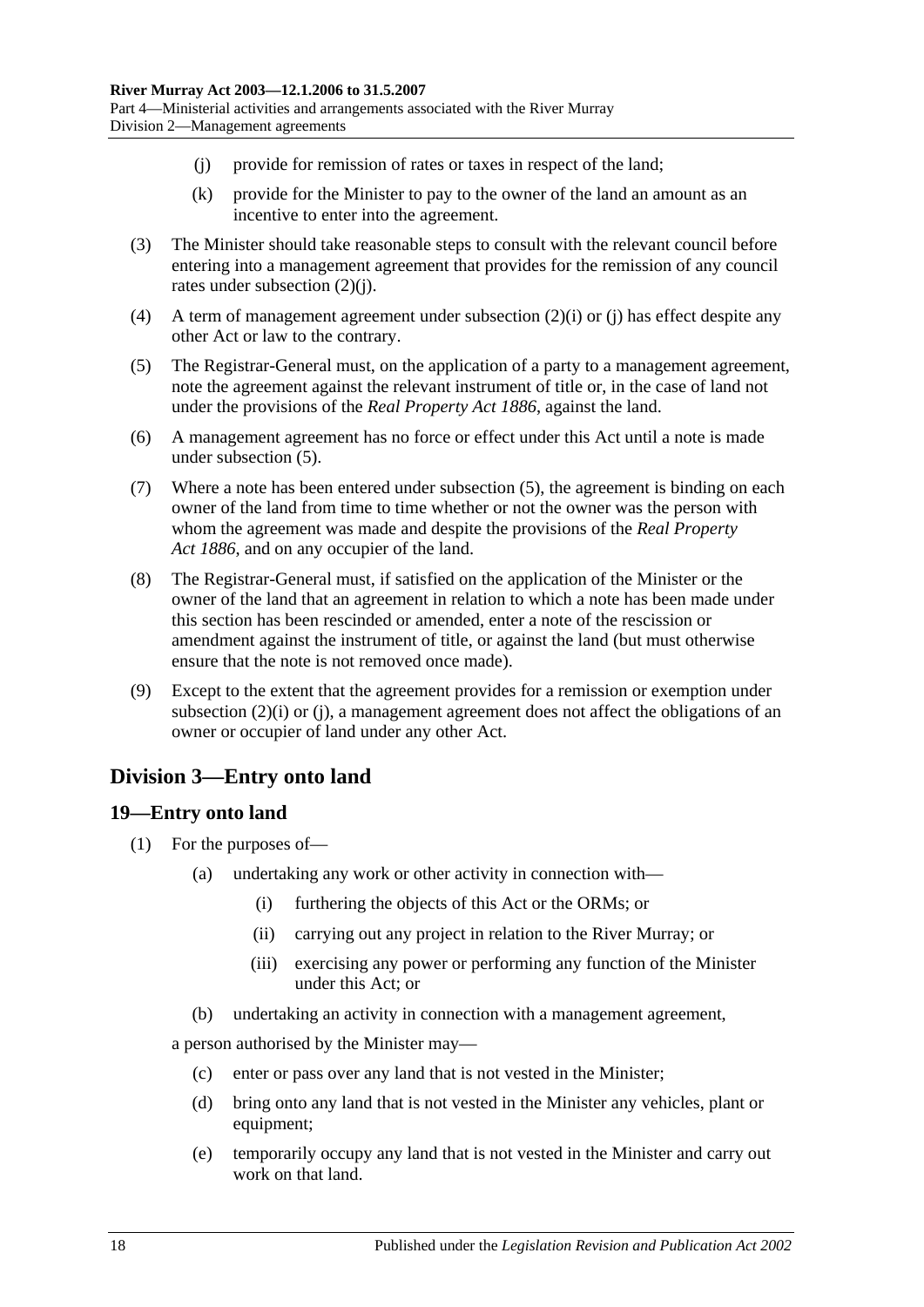(j) provide for remission of rates or taxes in respect of the land;

(k) provide for the Minister to pay to the owner of the land an amount as an incentive to enter into the agreement.

(3) The Minister should take reasonable steps to consult with the relevant council before entering into a management agreement that provides for the remission of any council rates under subsection (2)(j).

(4) A term of management agreement under subsection (2)(i) or (j) has effect despite any other Act or law to the contrary.

(5) The Registrar-General must, on the application of a party to a management agreement, note the agreement against the relevant instrument of title or, in the case of land not under the provisions of the *Real Property Act 1886*, against the land.

(6) A management agreement has no force or effect under this Act until a note is made under subsection (5).

(7) Where a note has been entered under subsection (5), the agreement is binding on each owner of the land from time to time whether or not the owner was the person with whom the agreement was made and despite the provisions of the *Real Property Act 1886*, and on any occupier of the land.

(8) The Registrar-General must, if satisfied on the application of the Minister or the owner of the land that an agreement in relation to which a note has been made under this section has been rescinded or amended, enter a note of the rescission or amendment against the instrument of title, or against the land (but must otherwise ensure that the note is not removed once made).

(9) Except to the extent that the agreement provides for a remission or exemption under subsection (2)(i) or (j), a management agreement does not affect the obligations of an owner or occupier of land under any other Act.

## Division 3—Entry onto land

### 19—Entry onto land

(1) For the purposes of—

(a) undertaking any work or other activity in connection with—

(i) furthering the objects of this Act or the ORMs; or

(ii) carrying out any project in relation to the River Murray; or

(iii) exercising any power or performing any function of the Minister under this Act; or

(b) undertaking an activity in connection with a management agreement,

a person authorised by the Minister may—

(c) enter or pass over any land that is not vested in the Minister;

(d) bring onto any land that is not vested in the Minister any vehicles, plant or equipment;

(e) temporarily occupy any land that is not vested in the Minister and carry out work on that land.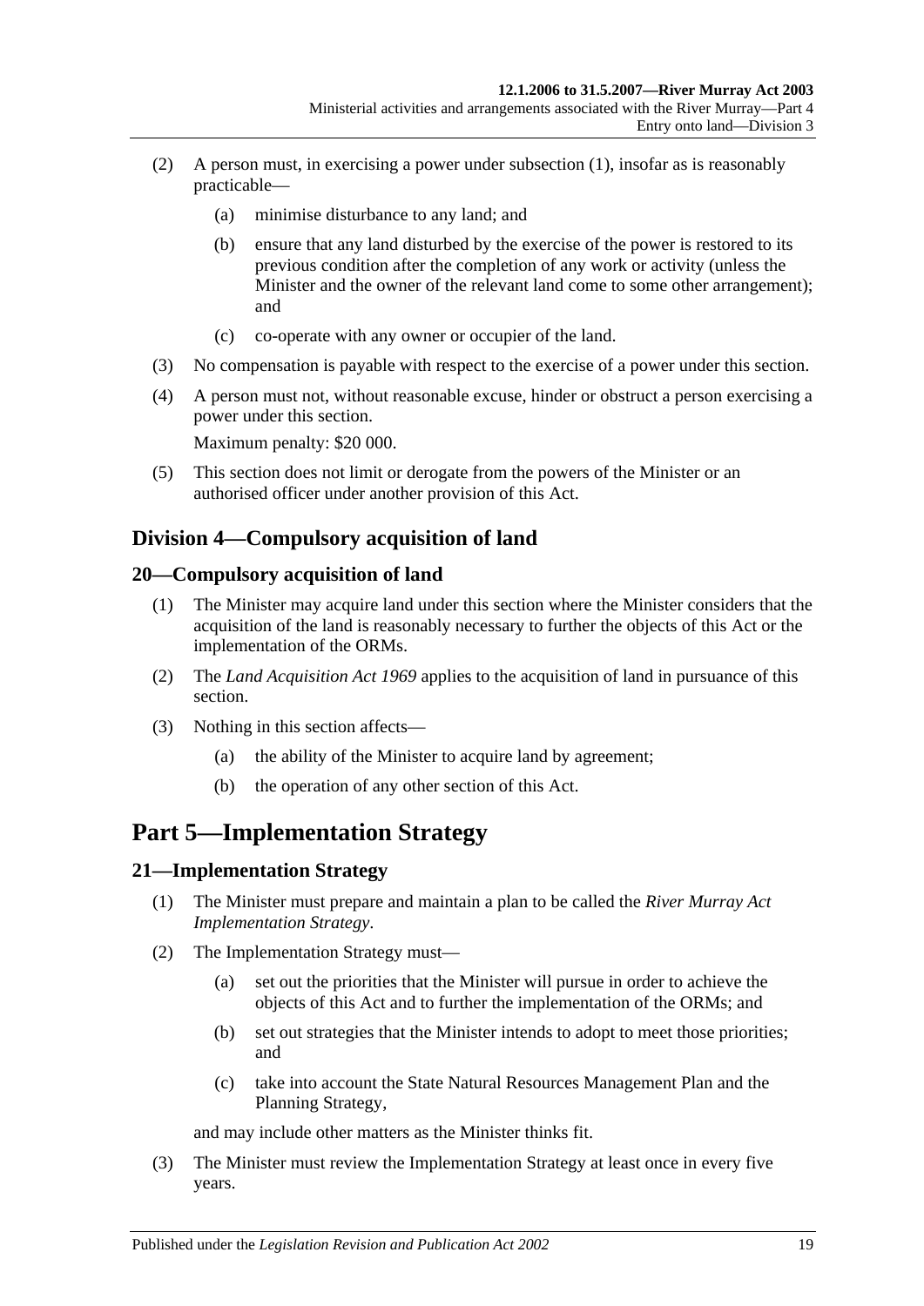(2) A person must, in exercising a power under subsection (1), insofar as is reasonably practicable—

(a) minimise disturbance to any land; and

(b) ensure that any land disturbed by the exercise of the power is restored to its previous condition after the completion of any work or activity (unless the Minister and the owner of the relevant land come to some other arrangement); and

(c) co-operate with any owner or occupier of the land.

(3) No compensation is payable with respect to the exercise of a power under this section.

(4) A person must not, without reasonable excuse, hinder or obstruct a person exercising a power under this section.

Maximum penalty: $20 000.

(5) This section does not limit or derogate from the powers of the Minister or an authorised officer under another provision of this Act.

## Division 4—Compulsory acquisition of land

### 20—Compulsory acquisition of land

(1) The Minister may acquire land under this section where the Minister considers that the acquisition of the land is reasonably necessary to further the objects of this Act or the implementation of the ORMs.

(2) The *Land Acquisition Act 1969* applies to the acquisition of land in pursuance of this section.

(3) Nothing in this section affects—

(a) the ability of the Minister to acquire land by agreement;

(b) the operation of any other section of this Act.

# Part 5—Implementation Strategy

### 21—Implementation Strategy

(1) The Minister must prepare and maintain a plan to be called the *River Murray Act Implementation Strategy*.

(2) The Implementation Strategy must—

(a) set out the priorities that the Minister will pursue in order to achieve the objects of this Act and to further the implementation of the ORMs; and

(b) set out strategies that the Minister intends to adopt to meet those priorities; and

(c) take into account the State Natural Resources Management Plan and the Planning Strategy,

and may include other matters as the Minister thinks fit.

(3) The Minister must review the Implementation Strategy at least once in every five years.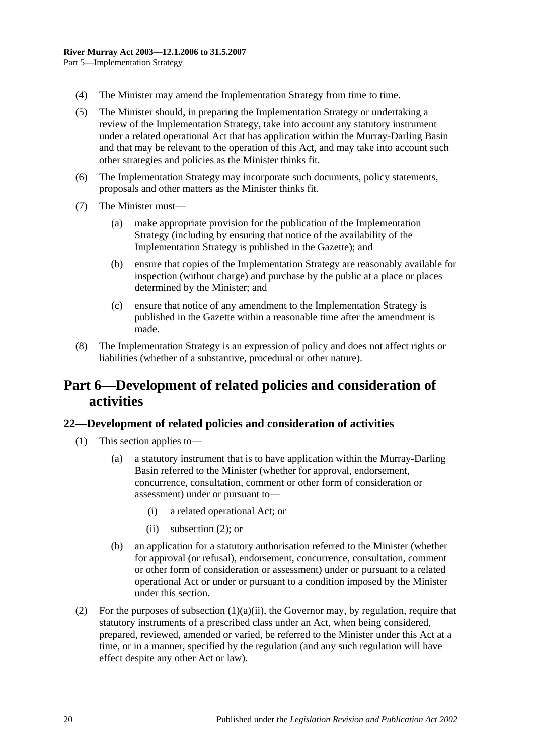(4) The Minister may amend the Implementation Strategy from time to time.

(5) The Minister should, in preparing the Implementation Strategy or undertaking a review of the Implementation Strategy, take into account any statutory instrument under a related operational Act that has application within the Murray-Darling Basin and that may be relevant to the operation of this Act, and may take into account such other strategies and policies as the Minister thinks fit.

(6) The Implementation Strategy may incorporate such documents, policy statements, proposals and other matters as the Minister thinks fit.

(7) The Minister must—

  (a) make appropriate provision for the publication of the Implementation Strategy (including by ensuring that notice of the availability of the Implementation Strategy is published in the Gazette); and

  (b) ensure that copies of the Implementation Strategy are reasonably available for inspection (without charge) and purchase by the public at a place or places determined by the Minister; and

  (c) ensure that notice of any amendment to the Implementation Strategy is published in the Gazette within a reasonable time after the amendment is made.

(8) The Implementation Strategy is an expression of policy and does not affect rights or liabilities (whether of a substantive, procedural or other nature).

# Part 6—Development of related policies and consideration of activities

## 22—Development of related policies and consideration of activities

(1) This section applies to—

  (a) a statutory instrument that is to have application within the Murray-Darling Basin referred to the Minister (whether for approval, endorsement, concurrence, consultation, comment or other form of consideration or assessment) under or pursuant to—

    (i) a related operational Act; or

    (ii) subsection (2); or

  (b) an application for a statutory authorisation referred to the Minister (whether for approval (or refusal), endorsement, concurrence, consultation, comment or other form of consideration or assessment) under or pursuant to a related operational Act or under or pursuant to a condition imposed by the Minister under this section.

(2) For the purposes of subsection (1)(a)(ii), the Governor may, by regulation, require that statutory instruments of a prescribed class under an Act, when being considered, prepared, reviewed, amended or varied, be referred to the Minister under this Act at a time, or in a manner, specified by the regulation (and any such regulation will have effect despite any other Act or law).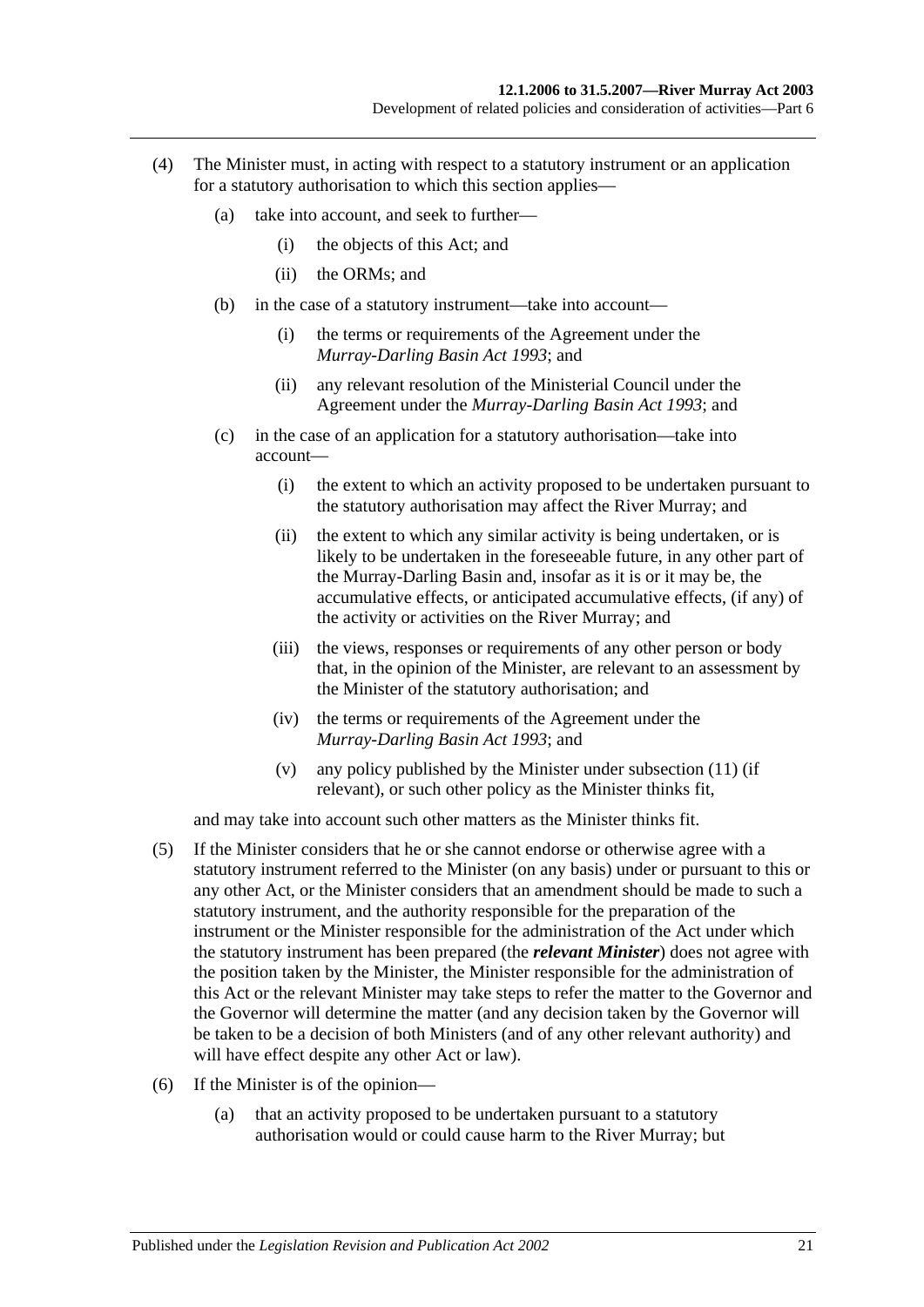(4) The Minister must, in acting with respect to a statutory instrument or an application for a statutory authorisation to which this section applies—

(a) take into account, and seek to further—

(i) the objects of this Act; and

(ii) the ORMs; and

(b) in the case of a statutory instrument—take into account—

(i) the terms or requirements of the Agreement under the *Murray-Darling Basin Act 1993*; and

(ii) any relevant resolution of the Ministerial Council under the Agreement under the *Murray-Darling Basin Act 1993*; and

(c) in the case of an application for a statutory authorisation—take into account—

(i) the extent to which an activity proposed to be undertaken pursuant to the statutory authorisation may affect the River Murray; and

(ii) the extent to which any similar activity is being undertaken, or is likely to be undertaken in the foreseeable future, in any other part of the Murray-Darling Basin and, insofar as it is or it may be, the accumulative effects, or anticipated accumulative effects, (if any) of the activity or activities on the River Murray; and

(iii) the views, responses or requirements of any other person or body that, in the opinion of the Minister, are relevant to an assessment by the Minister of the statutory authorisation; and

(iv) the terms or requirements of the Agreement under the *Murray-Darling Basin Act 1993*; and

(v) any policy published by the Minister under subsection (11) (if relevant), or such other policy as the Minister thinks fit,

and may take into account such other matters as the Minister thinks fit.

(5) If the Minister considers that he or she cannot endorse or otherwise agree with a statutory instrument referred to the Minister (on any basis) under or pursuant to this or any other Act, or the Minister considers that an amendment should be made to such a statutory instrument, and the authority responsible for the preparation of the instrument or the Minister responsible for the administration of the Act under which the statutory instrument has been prepared (the ***relevant Minister***) does not agree with the position taken by the Minister, the Minister responsible for the administration of this Act or the relevant Minister may take steps to refer the matter to the Governor and the Governor will determine the matter (and any decision taken by the Governor will be taken to be a decision of both Ministers (and of any other relevant authority) and will have effect despite any other Act or law).

(6) If the Minister is of the opinion—

(a) that an activity proposed to be undertaken pursuant to a statutory authorisation would or could cause harm to the River Murray; but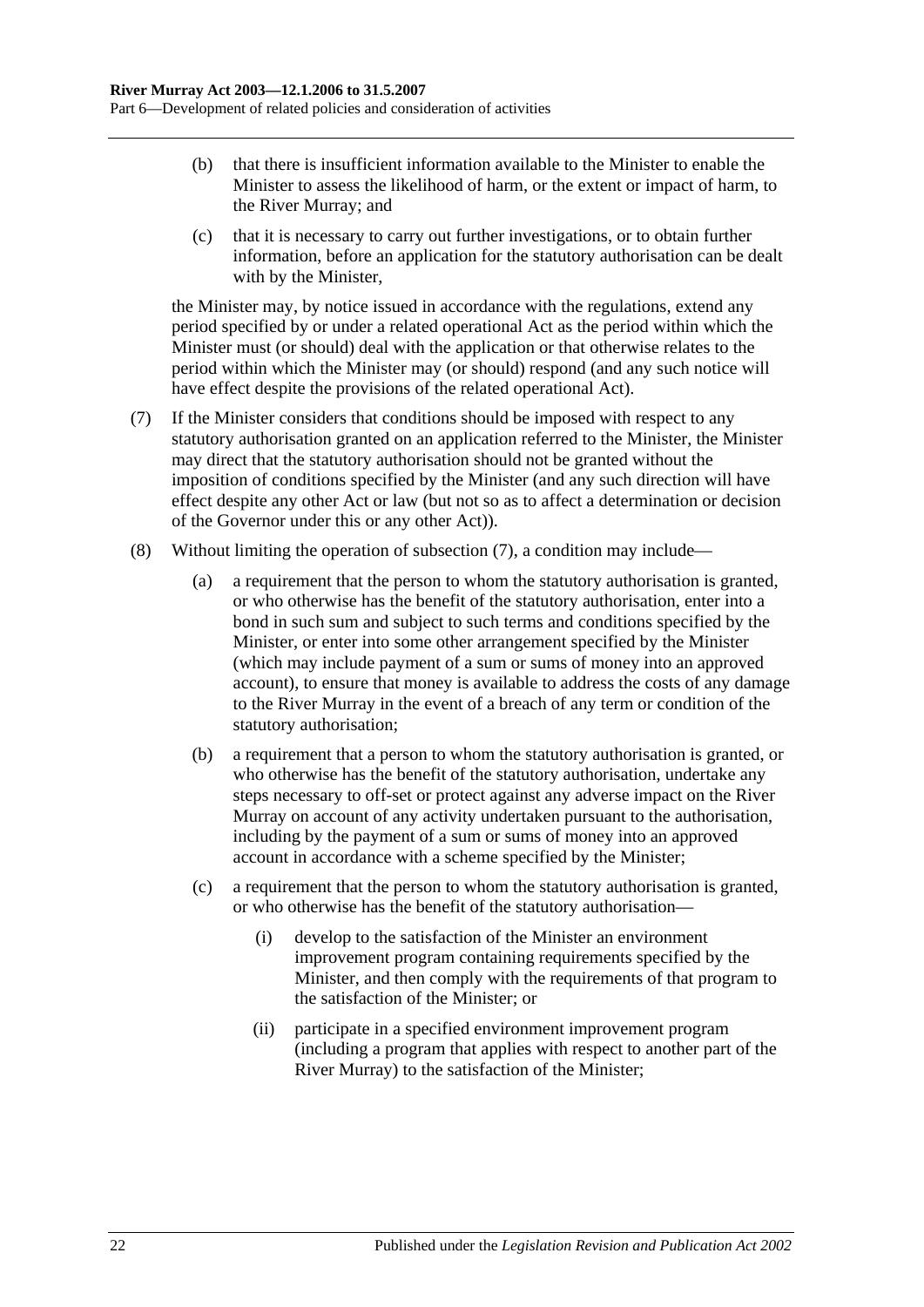(b) that there is insufficient information available to the Minister to enable the Minister to assess the likelihood of harm, or the extent or impact of harm, to the River Murray; and

(c) that it is necessary to carry out further investigations, or to obtain further information, before an application for the statutory authorisation can be dealt with by the Minister,

the Minister may, by notice issued in accordance with the regulations, extend any period specified by or under a related operational Act as the period within which the Minister must (or should) deal with the application or that otherwise relates to the period within which the Minister may (or should) respond (and any such notice will have effect despite the provisions of the related operational Act).

(7) If the Minister considers that conditions should be imposed with respect to any statutory authorisation granted on an application referred to the Minister, the Minister may direct that the statutory authorisation should not be granted without the imposition of conditions specified by the Minister (and any such direction will have effect despite any other Act or law (but not so as to affect a determination or decision of the Governor under this or any other Act)).

(8) Without limiting the operation of subsection (7), a condition may include—

(a) a requirement that the person to whom the statutory authorisation is granted, or who otherwise has the benefit of the statutory authorisation, enter into a bond in such sum and subject to such terms and conditions specified by the Minister, or enter into some other arrangement specified by the Minister (which may include payment of a sum or sums of money into an approved account), to ensure that money is available to address the costs of any damage to the River Murray in the event of a breach of any term or condition of the statutory authorisation;

(b) a requirement that a person to whom the statutory authorisation is granted, or who otherwise has the benefit of the statutory authorisation, undertake any steps necessary to off-set or protect against any adverse impact on the River Murray on account of any activity undertaken pursuant to the authorisation, including by the payment of a sum or sums of money into an approved account in accordance with a scheme specified by the Minister;

(c) a requirement that the person to whom the statutory authorisation is granted, or who otherwise has the benefit of the statutory authorisation—

(i) develop to the satisfaction of the Minister an environment improvement program containing requirements specified by the Minister, and then comply with the requirements of that program to the satisfaction of the Minister; or

(ii) participate in a specified environment improvement program (including a program that applies with respect to another part of the River Murray) to the satisfaction of the Minister;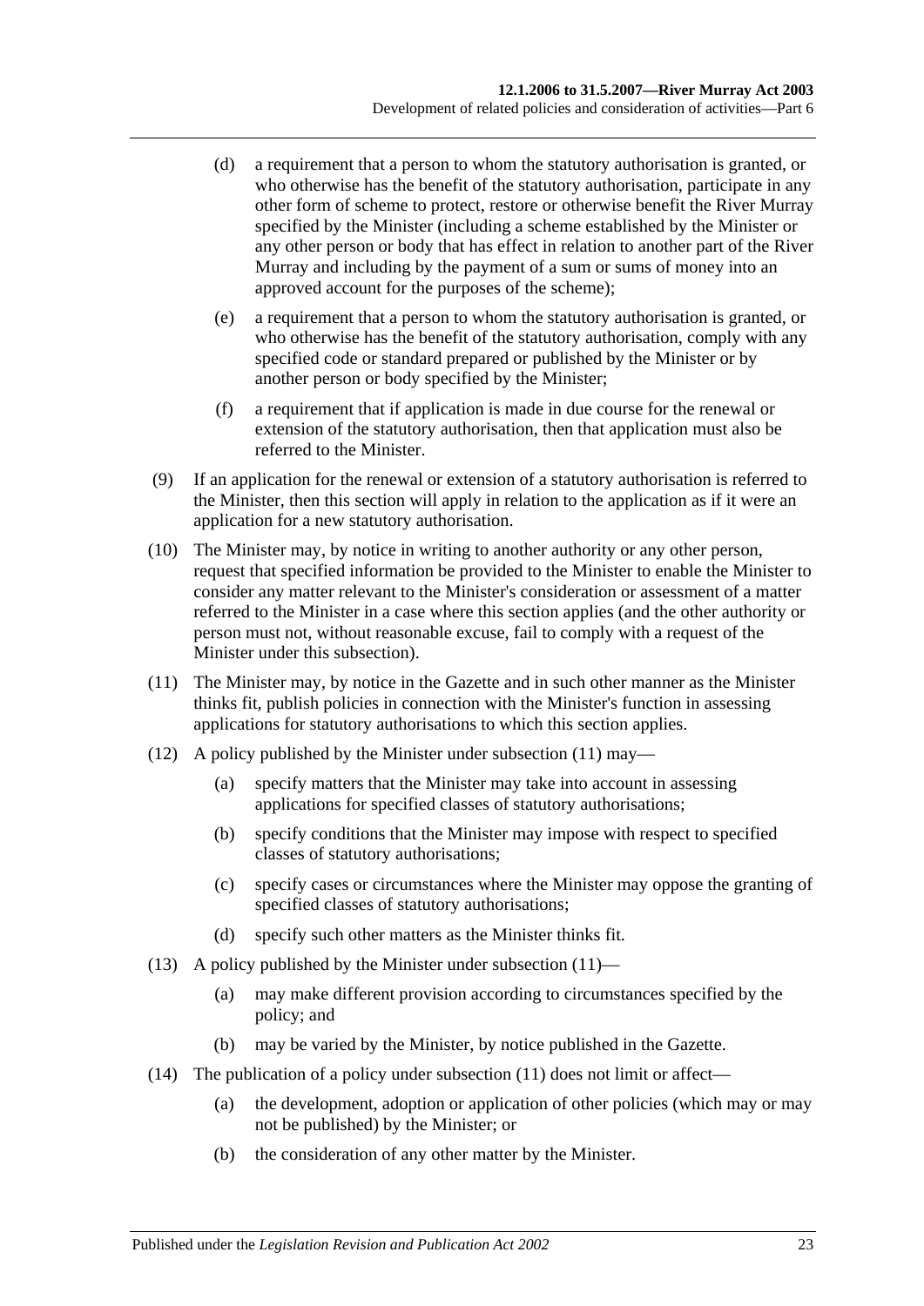(d) a requirement that a person to whom the statutory authorisation is granted, or who otherwise has the benefit of the statutory authorisation, participate in any other form of scheme to protect, restore or otherwise benefit the River Murray specified by the Minister (including a scheme established by the Minister or any other person or body that has effect in relation to another part of the River Murray and including by the payment of a sum or sums of money into an approved account for the purposes of the scheme);

(e) a requirement that a person to whom the statutory authorisation is granted, or who otherwise has the benefit of the statutory authorisation, comply with any specified code or standard prepared or published by the Minister or by another person or body specified by the Minister;

(f) a requirement that if application is made in due course for the renewal or extension of the statutory authorisation, then that application must also be referred to the Minister.

(9) If an application for the renewal or extension of a statutory authorisation is referred to the Minister, then this section will apply in relation to the application as if it were an application for a new statutory authorisation.

(10) The Minister may, by notice in writing to another authority or any other person, request that specified information be provided to the Minister to enable the Minister to consider any matter relevant to the Minister's consideration or assessment of a matter referred to the Minister in a case where this section applies (and the other authority or person must not, without reasonable excuse, fail to comply with a request of the Minister under this subsection).

(11) The Minister may, by notice in the Gazette and in such other manner as the Minister thinks fit, publish policies in connection with the Minister's function in assessing applications for statutory authorisations to which this section applies.

(12) A policy published by the Minister under subsection (11) may—

(a) specify matters that the Minister may take into account in assessing applications for specified classes of statutory authorisations;

(b) specify conditions that the Minister may impose with respect to specified classes of statutory authorisations;

(c) specify cases or circumstances where the Minister may oppose the granting of specified classes of statutory authorisations;

(d) specify such other matters as the Minister thinks fit.

(13) A policy published by the Minister under subsection (11)—

(a) may make different provision according to circumstances specified by the policy; and

(b) may be varied by the Minister, by notice published in the Gazette.

(14) The publication of a policy under subsection (11) does not limit or affect—

(a) the development, adoption or application of other policies (which may or may not be published) by the Minister; or

(b) the consideration of any other matter by the Minister.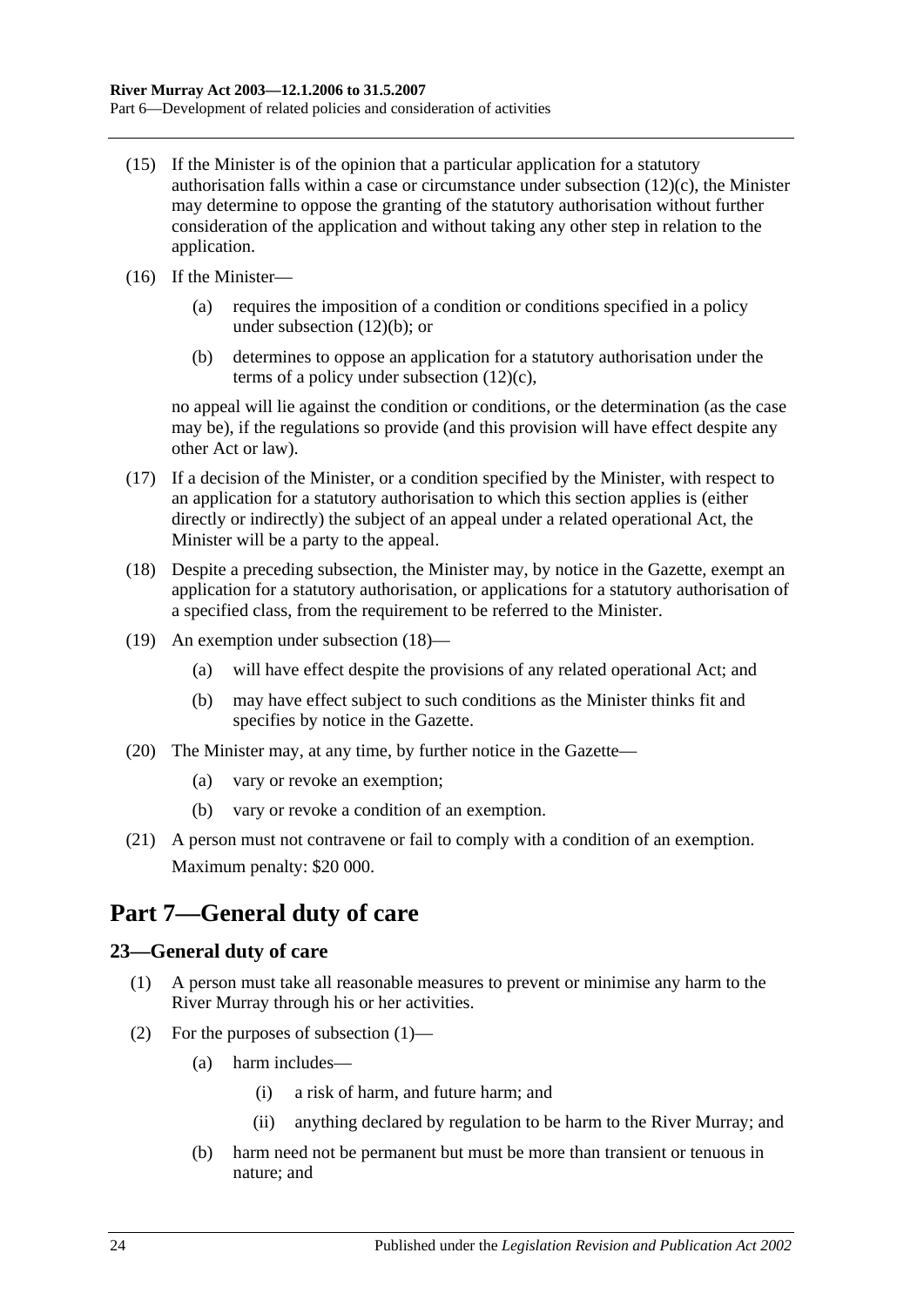(15) If the Minister is of the opinion that a particular application for a statutory authorisation falls within a case or circumstance under subsection (12)(c), the Minister may determine to oppose the granting of the statutory authorisation without further consideration of the application and without taking any other step in relation to the application.

(16) If the Minister—

(a) requires the imposition of a condition or conditions specified in a policy under subsection (12)(b); or

(b) determines to oppose an application for a statutory authorisation under the terms of a policy under subsection (12)(c),

no appeal will lie against the condition or conditions, or the determination (as the case may be), if the regulations so provide (and this provision will have effect despite any other Act or law).

(17) If a decision of the Minister, or a condition specified by the Minister, with respect to an application for a statutory authorisation to which this section applies is (either directly or indirectly) the subject of an appeal under a related operational Act, the Minister will be a party to the appeal.

(18) Despite a preceding subsection, the Minister may, by notice in the Gazette, exempt an application for a statutory authorisation, or applications for a statutory authorisation of a specified class, from the requirement to be referred to the Minister.

(19) An exemption under subsection (18)—

(a) will have effect despite the provisions of any related operational Act; and

(b) may have effect subject to such conditions as the Minister thinks fit and specifies by notice in the Gazette.

(20) The Minister may, at any time, by further notice in the Gazette—

(a) vary or revoke an exemption;

(b) vary or revoke a condition of an exemption.

(21) A person must not contravene or fail to comply with a condition of an exemption.

Maximum penalty: $20 000.

# Part 7—General duty of care

## 23—General duty of care

(1) A person must take all reasonable measures to prevent or minimise any harm to the River Murray through his or her activities.

(2) For the purposes of subsection (1)—

(a) harm includes—

(i) a risk of harm, and future harm; and

(ii) anything declared by regulation to be harm to the River Murray; and

(b) harm need not be permanent but must be more than transient or tenuous in nature; and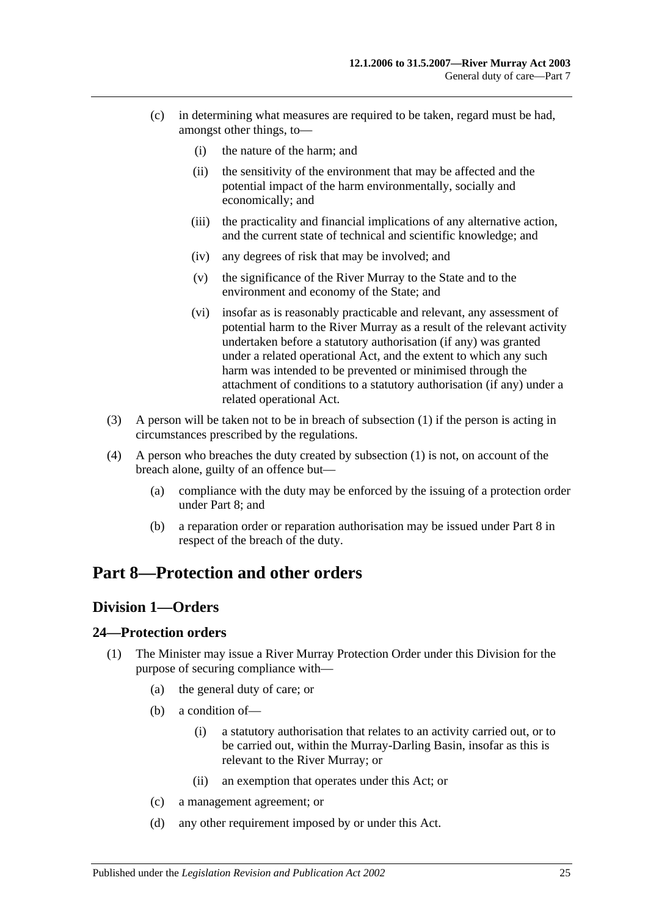(c) in determining what measures are required to be taken, regard must be had, amongst other things, to—

(i) the nature of the harm; and

(ii) the sensitivity of the environment that may be affected and the potential impact of the harm environmentally, socially and economically; and

(iii) the practicality and financial implications of any alternative action, and the current state of technical and scientific knowledge; and

(iv) any degrees of risk that may be involved; and

(v) the significance of the River Murray to the State and to the environment and economy of the State; and

(vi) insofar as is reasonably practicable and relevant, any assessment of potential harm to the River Murray as a result of the relevant activity undertaken before a statutory authorisation (if any) was granted under a related operational Act, and the extent to which any such harm was intended to be prevented or minimised through the attachment of conditions to a statutory authorisation (if any) under a related operational Act.

(3) A person will be taken not to be in breach of subsection (1) if the person is acting in circumstances prescribed by the regulations.

(4) A person who breaches the duty created by subsection (1) is not, on account of the breach alone, guilty of an offence but—

(a) compliance with the duty may be enforced by the issuing of a protection order under Part 8; and

(b) a reparation order or reparation authorisation may be issued under Part 8 in respect of the breach of the duty.

# Part 8—Protection and other orders

## Division 1—Orders

### 24—Protection orders

(1) The Minister may issue a River Murray Protection Order under this Division for the purpose of securing compliance with—

(a) the general duty of care; or

(b) a condition of—

(i) a statutory authorisation that relates to an activity carried out, or to be carried out, within the Murray-Darling Basin, insofar as this is relevant to the River Murray; or

(ii) an exemption that operates under this Act; or

(c) a management agreement; or

(d) any other requirement imposed by or under this Act.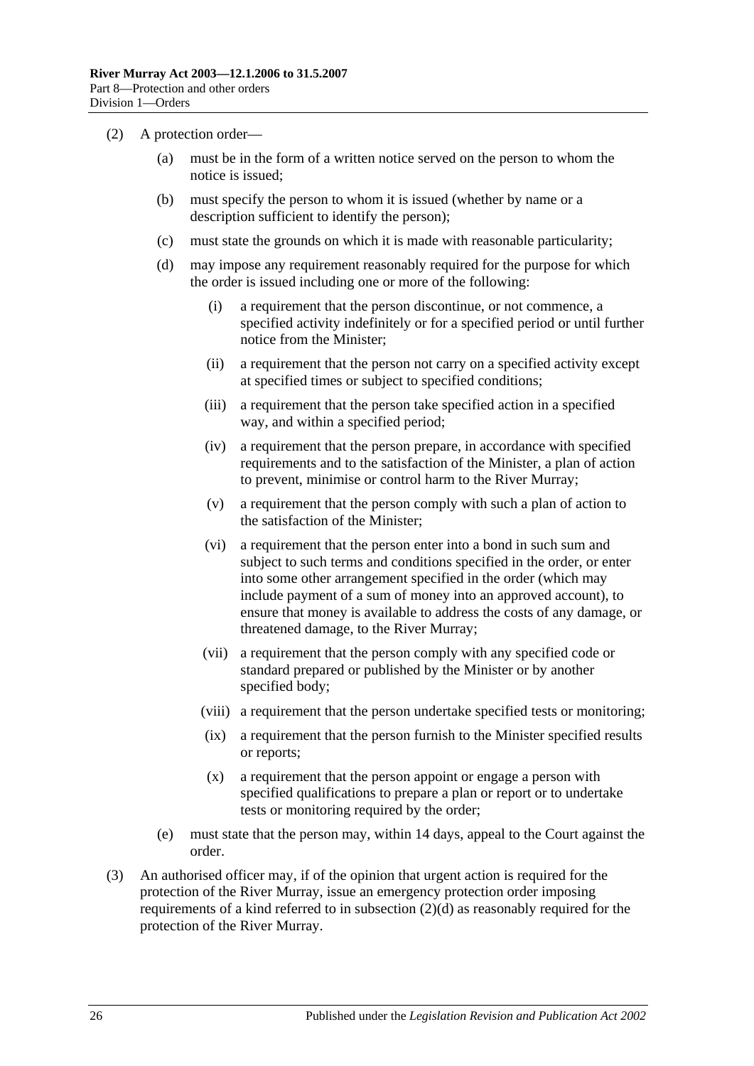(2) A protection order—

  (a) must be in the form of a written notice served on the person to whom the notice is issued;

  (b) must specify the person to whom it is issued (whether by name or a description sufficient to identify the person);

  (c) must state the grounds on which it is made with reasonable particularity;

  (d) may impose any requirement reasonably required for the purpose for which the order is issued including one or more of the following:

    (i) a requirement that the person discontinue, or not commence, a specified activity indefinitely or for a specified period or until further notice from the Minister;

    (ii) a requirement that the person not carry on a specified activity except at specified times or subject to specified conditions;

    (iii) a requirement that the person take specified action in a specified way, and within a specified period;

    (iv) a requirement that the person prepare, in accordance with specified requirements and to the satisfaction of the Minister, a plan of action to prevent, minimise or control harm to the River Murray;

    (v) a requirement that the person comply with such a plan of action to the satisfaction of the Minister;

    (vi) a requirement that the person enter into a bond in such sum and subject to such terms and conditions specified in the order, or enter into some other arrangement specified in the order (which may include payment of a sum of money into an approved account), to ensure that money is available to address the costs of any damage, or threatened damage, to the River Murray;

    (vii) a requirement that the person comply with any specified code or standard prepared or published by the Minister or by another specified body;

    (viii) a requirement that the person undertake specified tests or monitoring;

    (ix) a requirement that the person furnish to the Minister specified results or reports;

    (x) a requirement that the person appoint or engage a person with specified qualifications to prepare a plan or report or to undertake tests or monitoring required by the order;

  (e) must state that the person may, within 14 days, appeal to the Court against the order.

(3) An authorised officer may, if of the opinion that urgent action is required for the protection of the River Murray, issue an emergency protection order imposing requirements of a kind referred to in subsection (2)(d) as reasonably required for the protection of the River Murray.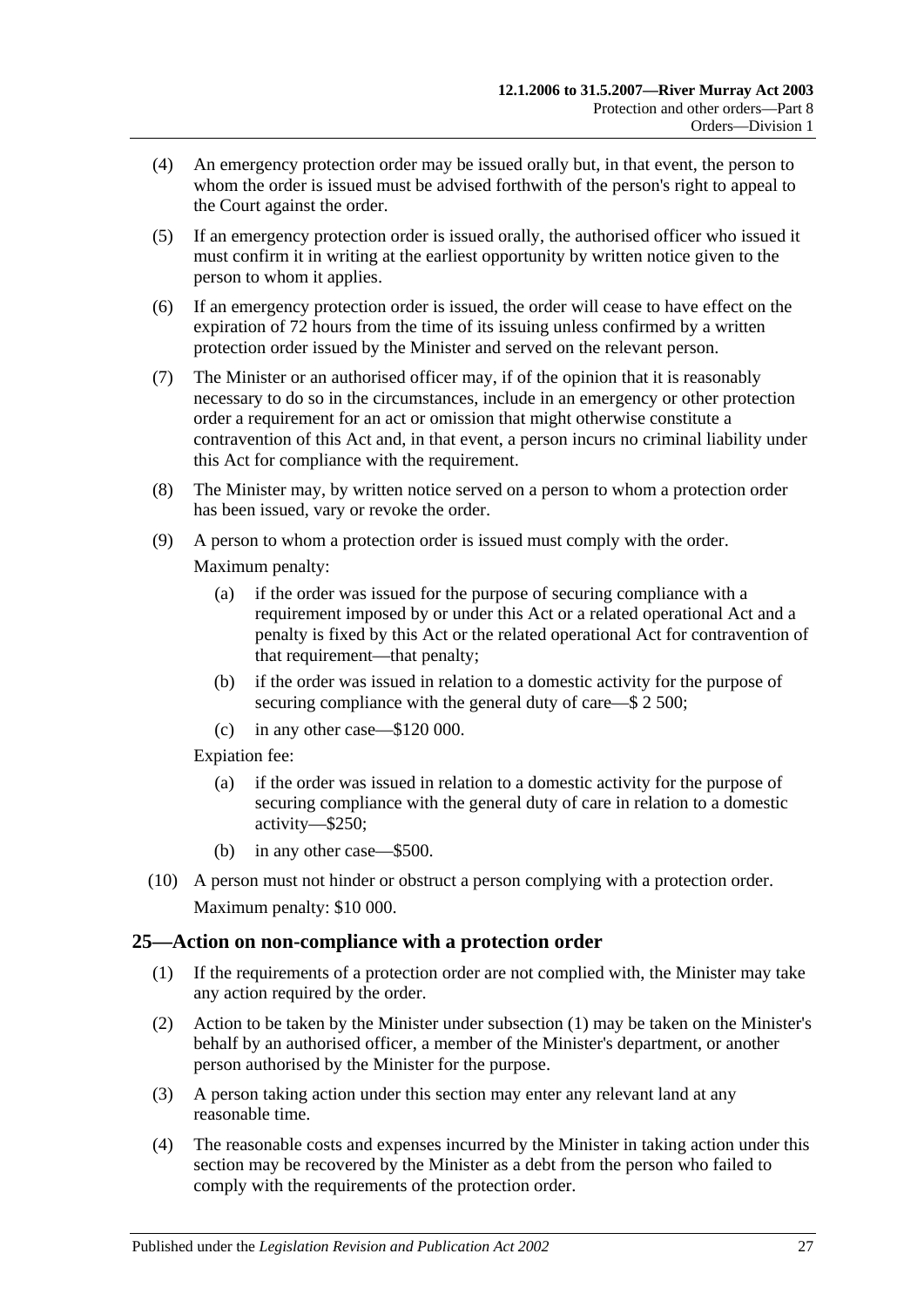(4) An emergency protection order may be issued orally but, in that event, the person to whom the order is issued must be advised forthwith of the person's right to appeal to the Court against the order.

(5) If an emergency protection order is issued orally, the authorised officer who issued it must confirm it in writing at the earliest opportunity by written notice given to the person to whom it applies.

(6) If an emergency protection order is issued, the order will cease to have effect on the expiration of 72 hours from the time of its issuing unless confirmed by a written protection order issued by the Minister and served on the relevant person.

(7) The Minister or an authorised officer may, if of the opinion that it is reasonably necessary to do so in the circumstances, include in an emergency or other protection order a requirement for an act or omission that might otherwise constitute a contravention of this Act and, in that event, a person incurs no criminal liability under this Act for compliance with the requirement.

(8) The Minister may, by written notice served on a person to whom a protection order has been issued, vary or revoke the order.

(9) A person to whom a protection order is issued must comply with the order.

Maximum penalty:

(a) if the order was issued for the purpose of securing compliance with a requirement imposed by or under this Act or a related operational Act and a penalty is fixed by this Act or the related operational Act for contravention of that requirement—that penalty;

(b) if the order was issued in relation to a domestic activity for the purpose of securing compliance with the general duty of care—$ 2 500;

(c) in any other case—$120 000.

Expiation fee:

(a) if the order was issued in relation to a domestic activity for the purpose of securing compliance with the general duty of care in relation to a domestic activity—$250;

(b) in any other case—$500.

(10) A person must not hinder or obstruct a person complying with a protection order.

Maximum penalty: $10 000.

## 25—Action on non-compliance with a protection order

(1) If the requirements of a protection order are not complied with, the Minister may take any action required by the order.

(2) Action to be taken by the Minister under subsection (1) may be taken on the Minister's behalf by an authorised officer, a member of the Minister's department, or another person authorised by the Minister for the purpose.

(3) A person taking action under this section may enter any relevant land at any reasonable time.

(4) The reasonable costs and expenses incurred by the Minister in taking action under this section may be recovered by the Minister as a debt from the person who failed to comply with the requirements of the protection order.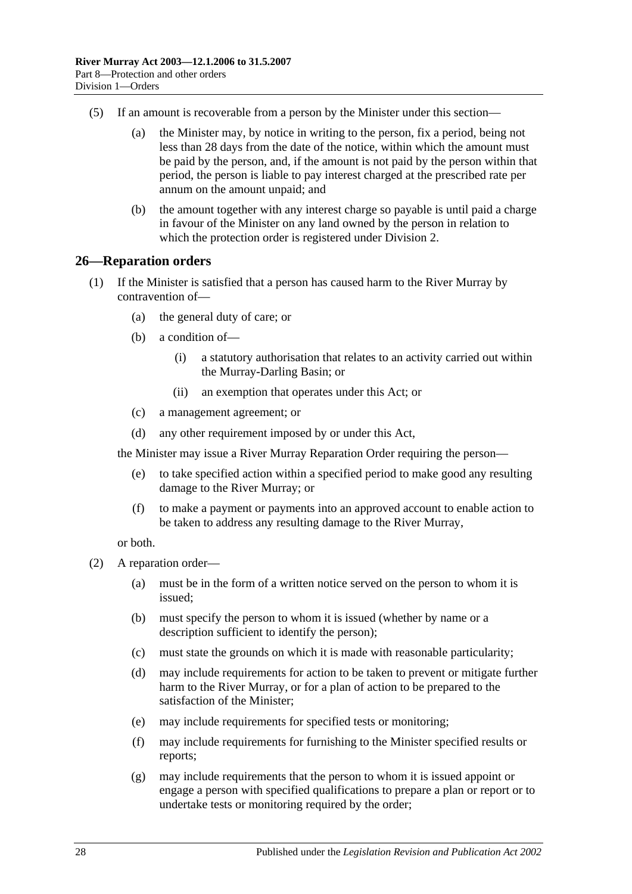(5) If an amount is recoverable from a person by the Minister under this section—

(a) the Minister may, by notice in writing to the person, fix a period, being not less than 28 days from the date of the notice, within which the amount must be paid by the person, and, if the amount is not paid by the person within that period, the person is liable to pay interest charged at the prescribed rate per annum on the amount unpaid; and

(b) the amount together with any interest charge so payable is until paid a charge in favour of the Minister on any land owned by the person in relation to which the protection order is registered under Division 2.

## 26—Reparation orders

(1) If the Minister is satisfied that a person has caused harm to the River Murray by contravention of—

(a) the general duty of care; or

(b) a condition of—

(i) a statutory authorisation that relates to an activity carried out within the Murray-Darling Basin; or

(ii) an exemption that operates under this Act; or

(c) a management agreement; or

(d) any other requirement imposed by or under this Act,

the Minister may issue a River Murray Reparation Order requiring the person—

(e) to take specified action within a specified period to make good any resulting damage to the River Murray; or

(f) to make a payment or payments into an approved account to enable action to be taken to address any resulting damage to the River Murray,

or both.

(2) A reparation order—

(a) must be in the form of a written notice served on the person to whom it is issued;

(b) must specify the person to whom it is issued (whether by name or a description sufficient to identify the person);

(c) must state the grounds on which it is made with reasonable particularity;

(d) may include requirements for action to be taken to prevent or mitigate further harm to the River Murray, or for a plan of action to be prepared to the satisfaction of the Minister;

(e) may include requirements for specified tests or monitoring;

(f) may include requirements for furnishing to the Minister specified results or reports;

(g) may include requirements that the person to whom it is issued appoint or engage a person with specified qualifications to prepare a plan or report or to undertake tests or monitoring required by the order;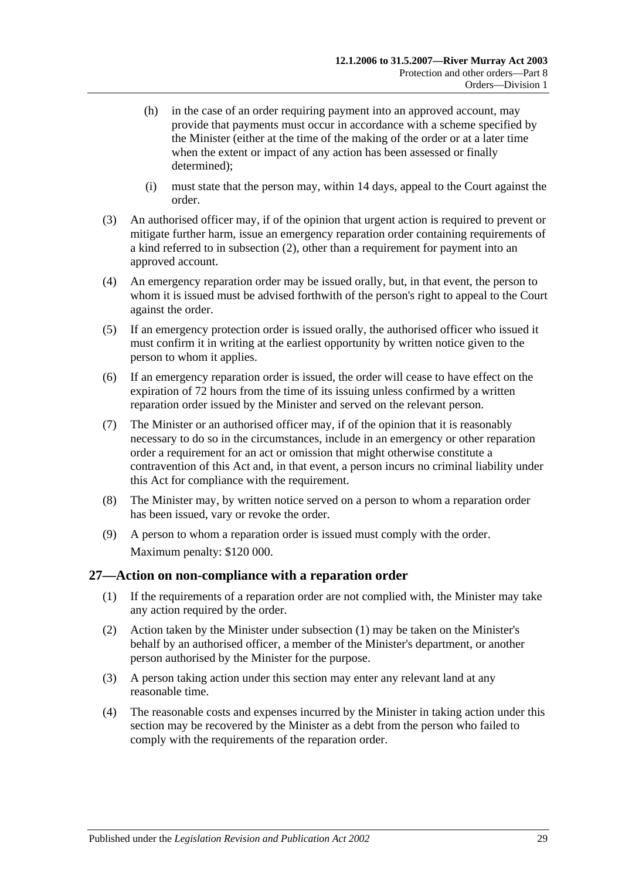(h) in the case of an order requiring payment into an approved account, may provide that payments must occur in accordance with a scheme specified by the Minister (either at the time of the making of the order or at a later time when the extent or impact of any action has been assessed or finally determined);

(i) must state that the person may, within 14 days, appeal to the Court against the order.

(3) An authorised officer may, if of the opinion that urgent action is required to prevent or mitigate further harm, issue an emergency reparation order containing requirements of a kind referred to in subsection (2), other than a requirement for payment into an approved account.

(4) An emergency reparation order may be issued orally, but, in that event, the person to whom it is issued must be advised forthwith of the person's right to appeal to the Court against the order.

(5) If an emergency protection order is issued orally, the authorised officer who issued it must confirm it in writing at the earliest opportunity by written notice given to the person to whom it applies.

(6) If an emergency reparation order is issued, the order will cease to have effect on the expiration of 72 hours from the time of its issuing unless confirmed by a written reparation order issued by the Minister and served on the relevant person.

(7) The Minister or an authorised officer may, if of the opinion that it is reasonably necessary to do so in the circumstances, include in an emergency or other reparation order a requirement for an act or omission that might otherwise constitute a contravention of this Act and, in that event, a person incurs no criminal liability under this Act for compliance with the requirement.

(8) The Minister may, by written notice served on a person to whom a reparation order has been issued, vary or revoke the order.

(9) A person to whom a reparation order is issued must comply with the order.

Maximum penalty: $120 000.

## 27—Action on non-compliance with a reparation order

(1) If the requirements of a reparation order are not complied with, the Minister may take any action required by the order.

(2) Action taken by the Minister under subsection (1) may be taken on the Minister's behalf by an authorised officer, a member of the Minister's department, or another person authorised by the Minister for the purpose.

(3) A person taking action under this section may enter any relevant land at any reasonable time.

(4) The reasonable costs and expenses incurred by the Minister in taking action under this section may be recovered by the Minister as a debt from the person who failed to comply with the requirements of the reparation order.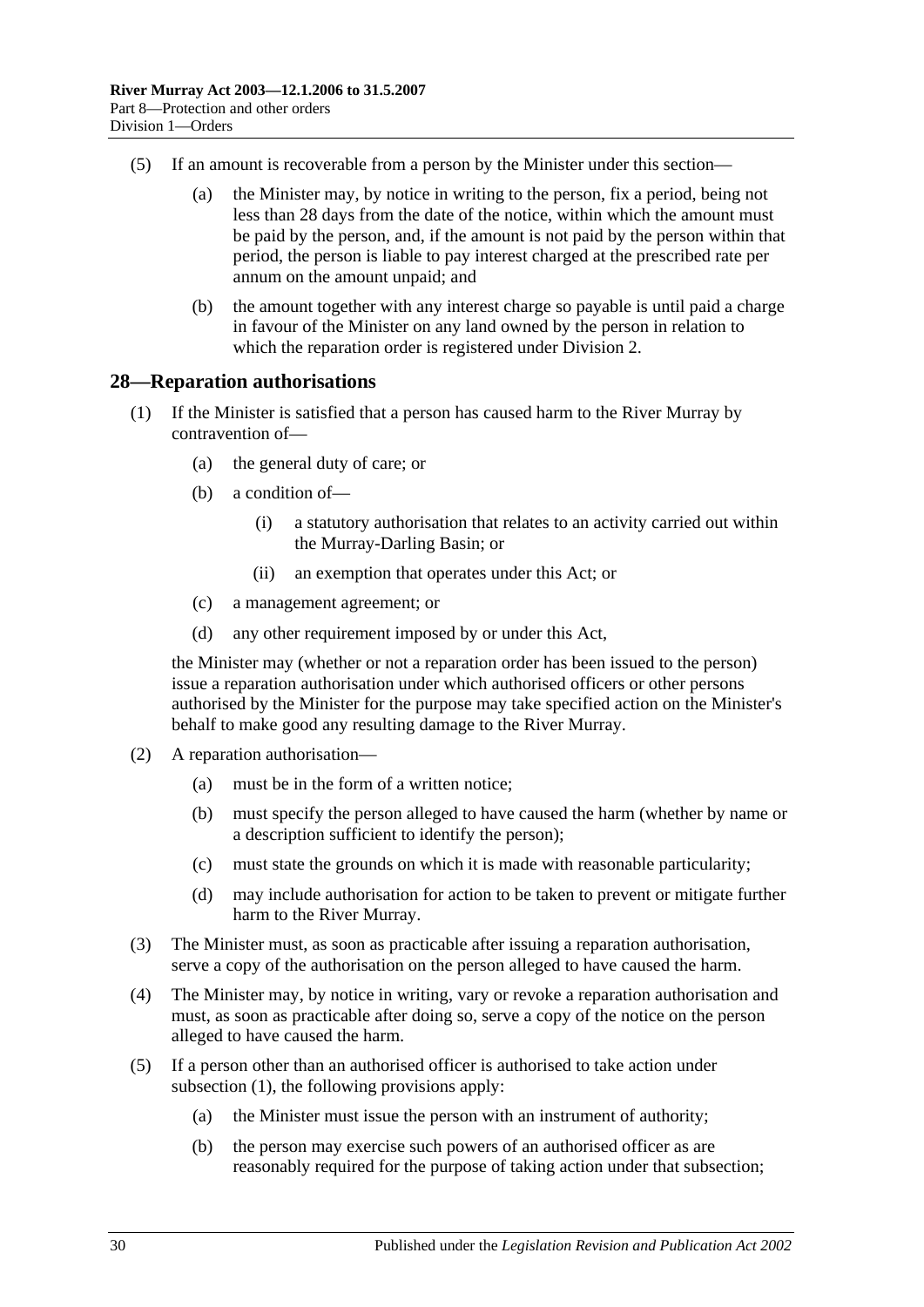(5) If an amount is recoverable from a person by the Minister under this section—

(a) the Minister may, by notice in writing to the person, fix a period, being not less than 28 days from the date of the notice, within which the amount must be paid by the person, and, if the amount is not paid by the person within that period, the person is liable to pay interest charged at the prescribed rate per annum on the amount unpaid; and

(b) the amount together with any interest charge so payable is until paid a charge in favour of the Minister on any land owned by the person in relation to which the reparation order is registered under Division 2.

## 28—Reparation authorisations

(1) If the Minister is satisfied that a person has caused harm to the River Murray by contravention of—

(a) the general duty of care; or

(b) a condition of—

(i) a statutory authorisation that relates to an activity carried out within the Murray-Darling Basin; or

(ii) an exemption that operates under this Act; or

(c) a management agreement; or

(d) any other requirement imposed by or under this Act,

the Minister may (whether or not a reparation order has been issued to the person) issue a reparation authorisation under which authorised officers or other persons authorised by the Minister for the purpose may take specified action on the Minister's behalf to make good any resulting damage to the River Murray.

(2) A reparation authorisation—

(a) must be in the form of a written notice;

(b) must specify the person alleged to have caused the harm (whether by name or a description sufficient to identify the person);

(c) must state the grounds on which it is made with reasonable particularity;

(d) may include authorisation for action to be taken to prevent or mitigate further harm to the River Murray.

(3) The Minister must, as soon as practicable after issuing a reparation authorisation, serve a copy of the authorisation on the person alleged to have caused the harm.

(4) The Minister may, by notice in writing, vary or revoke a reparation authorisation and must, as soon as practicable after doing so, serve a copy of the notice on the person alleged to have caused the harm.

(5) If a person other than an authorised officer is authorised to take action under subsection (1), the following provisions apply:

(a) the Minister must issue the person with an instrument of authority;

(b) the person may exercise such powers of an authorised officer as are reasonably required for the purpose of taking action under that subsection;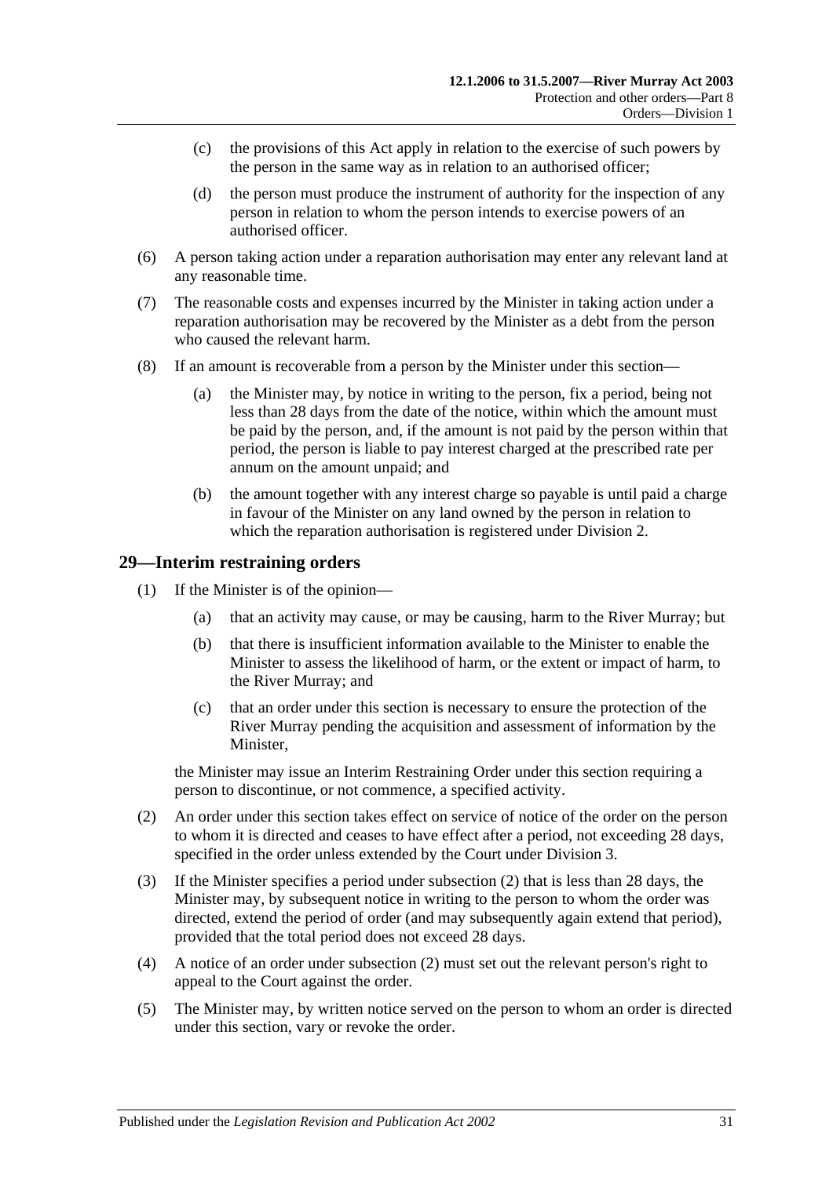(c) the provisions of this Act apply in relation to the exercise of such powers by the person in the same way as in relation to an authorised officer;

(d) the person must produce the instrument of authority for the inspection of any person in relation to whom the person intends to exercise powers of an authorised officer.

(6) A person taking action under a reparation authorisation may enter any relevant land at any reasonable time.

(7) The reasonable costs and expenses incurred by the Minister in taking action under a reparation authorisation may be recovered by the Minister as a debt from the person who caused the relevant harm.

(8) If an amount is recoverable from a person by the Minister under this section—

(a) the Minister may, by notice in writing to the person, fix a period, being not less than 28 days from the date of the notice, within which the amount must be paid by the person, and, if the amount is not paid by the person within that period, the person is liable to pay interest charged at the prescribed rate per annum on the amount unpaid; and

(b) the amount together with any interest charge so payable is until paid a charge in favour of the Minister on any land owned by the person in relation to which the reparation authorisation is registered under Division 2.

## 29—Interim restraining orders

(1) If the Minister is of the opinion—

(a) that an activity may cause, or may be causing, harm to the River Murray; but

(b) that there is insufficient information available to the Minister to enable the Minister to assess the likelihood of harm, or the extent or impact of harm, to the River Murray; and

(c) that an order under this section is necessary to ensure the protection of the River Murray pending the acquisition and assessment of information by the Minister,

the Minister may issue an Interim Restraining Order under this section requiring a person to discontinue, or not commence, a specified activity.

(2) An order under this section takes effect on service of notice of the order on the person to whom it is directed and ceases to have effect after a period, not exceeding 28 days, specified in the order unless extended by the Court under Division 3.

(3) If the Minister specifies a period under subsection (2) that is less than 28 days, the Minister may, by subsequent notice in writing to the person to whom the order was directed, extend the period of order (and may subsequently again extend that period), provided that the total period does not exceed 28 days.

(4) A notice of an order under subsection (2) must set out the relevant person's right to appeal to the Court against the order.

(5) The Minister may, by written notice served on the person to whom an order is directed under this section, vary or revoke the order.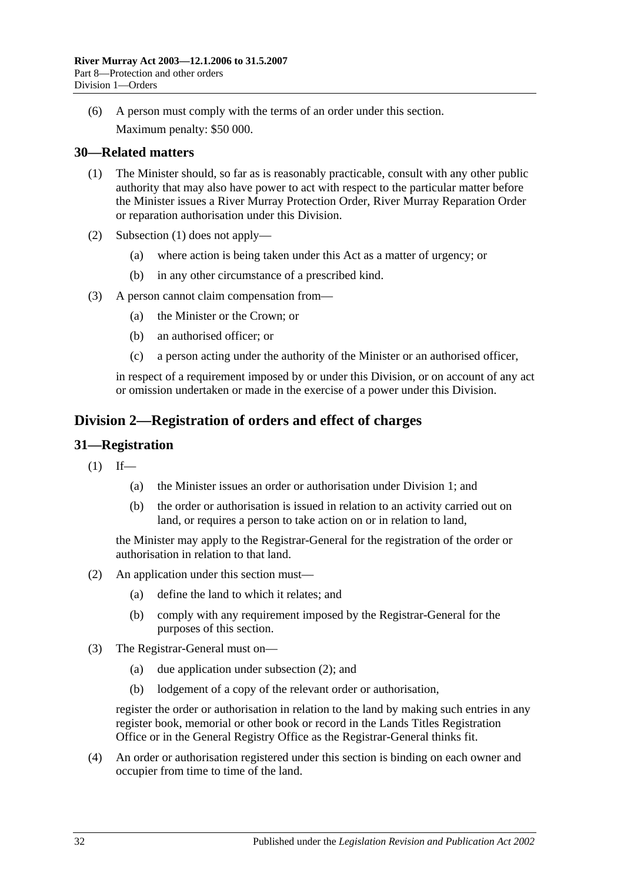(6) A person must comply with the terms of an order under this section.

Maximum penalty: $50 000.

## 30—Related matters

(1) The Minister should, so far as is reasonably practicable, consult with any other public authority that may also have power to act with respect to the particular matter before the Minister issues a River Murray Protection Order, River Murray Reparation Order or reparation authorisation under this Division.

(2) Subsection (1) does not apply—

(a) where action is being taken under this Act as a matter of urgency; or

(b) in any other circumstance of a prescribed kind.

(3) A person cannot claim compensation from—

(a) the Minister or the Crown; or

(b) an authorised officer; or

(c) a person acting under the authority of the Minister or an authorised officer,

in respect of a requirement imposed by or under this Division, or on account of any act or omission undertaken or made in the exercise of a power under this Division.

# Division 2—Registration of orders and effect of charges

## 31—Registration

(1) If—

(a) the Minister issues an order or authorisation under Division 1; and

(b) the order or authorisation is issued in relation to an activity carried out on land, or requires a person to take action on or in relation to land,

the Minister may apply to the Registrar-General for the registration of the order or authorisation in relation to that land.

(2) An application under this section must—

(a) define the land to which it relates; and

(b) comply with any requirement imposed by the Registrar-General for the purposes of this section.

(3) The Registrar-General must on—

(a) due application under subsection (2); and

(b) lodgement of a copy of the relevant order or authorisation,

register the order or authorisation in relation to the land by making such entries in any register book, memorial or other book or record in the Lands Titles Registration Office or in the General Registry Office as the Registrar-General thinks fit.

(4) An order or authorisation registered under this section is binding on each owner and occupier from time to time of the land.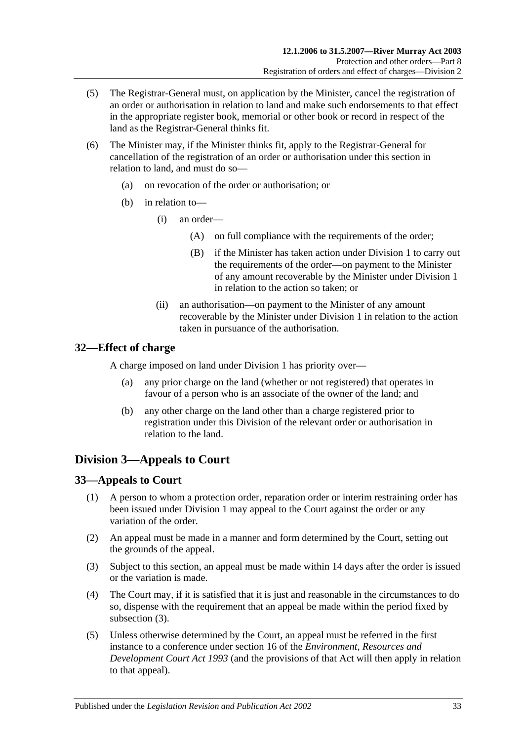(5) The Registrar-General must, on application by the Minister, cancel the registration of an order or authorisation in relation to land and make such endorsements to that effect in the appropriate register book, memorial or other book or record in respect of the land as the Registrar-General thinks fit.

(6) The Minister may, if the Minister thinks fit, apply to the Registrar-General for cancellation of the registration of an order or authorisation under this section in relation to land, and must do so—

(a) on revocation of the order or authorisation; or

(b) in relation to—

(i) an order—

(A) on full compliance with the requirements of the order;

(B) if the Minister has taken action under Division 1 to carry out the requirements of the order—on payment to the Minister of any amount recoverable by the Minister under Division 1 in relation to the action so taken; or

(ii) an authorisation—on payment to the Minister of any amount recoverable by the Minister under Division 1 in relation to the action taken in pursuance of the authorisation.

## 32—Effect of charge

A charge imposed on land under Division 1 has priority over—

(a) any prior charge on the land (whether or not registered) that operates in favour of a person who is an associate of the owner of the land; and

(b) any other charge on the land other than a charge registered prior to registration under this Division of the relevant order or authorisation in relation to the land.

# Division 3—Appeals to Court

## 33—Appeals to Court

(1) A person to whom a protection order, reparation order or interim restraining order has been issued under Division 1 may appeal to the Court against the order or any variation of the order.

(2) An appeal must be made in a manner and form determined by the Court, setting out the grounds of the appeal.

(3) Subject to this section, an appeal must be made within 14 days after the order is issued or the variation is made.

(4) The Court may, if it is satisfied that it is just and reasonable in the circumstances to do so, dispense with the requirement that an appeal be made within the period fixed by subsection (3).

(5) Unless otherwise determined by the Court, an appeal must be referred in the first instance to a conference under section 16 of the *Environment, Resources and Development Court Act 1993* (and the provisions of that Act will then apply in relation to that appeal).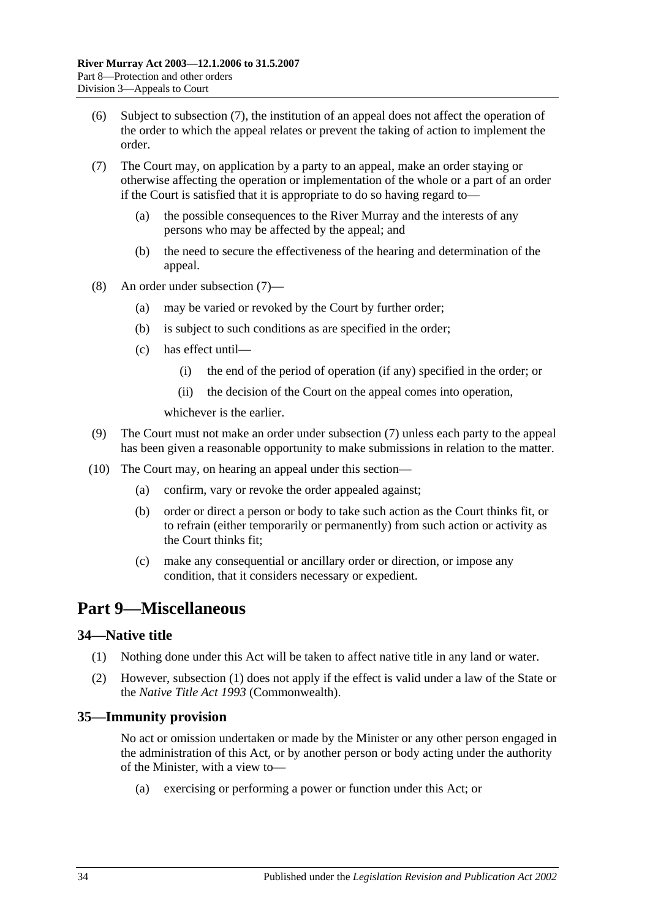(6) Subject to subsection (7), the institution of an appeal does not affect the operation of the order to which the appeal relates or prevent the taking of action to implement the order.

(7) The Court may, on application by a party to an appeal, make an order staying or otherwise affecting the operation or implementation of the whole or a part of an order if the Court is satisfied that it is appropriate to do so having regard to—

- (a) the possible consequences to the River Murray and the interests of any persons who may be affected by the appeal; and
- (b) the need to secure the effectiveness of the hearing and determination of the appeal.

(8) An order under subsection (7)—

- (a) may be varied or revoked by the Court by further order;
- (b) is subject to such conditions as are specified in the order;
- (c) has effect until—
  - (i) the end of the period of operation (if any) specified in the order; or
  - (ii) the decision of the Court on the appeal comes into operation,

  whichever is the earlier.

(9) The Court must not make an order under subsection (7) unless each party to the appeal has been given a reasonable opportunity to make submissions in relation to the matter.

(10) The Court may, on hearing an appeal under this section—

- (a) confirm, vary or revoke the order appealed against;
- (b) order or direct a person or body to take such action as the Court thinks fit, or to refrain (either temporarily or permanently) from such action or activity as the Court thinks fit;
- (c) make any consequential or ancillary order or direction, or impose any condition, that it considers necessary or expedient.

# Part 9—Miscellaneous

## 34—Native title

(1) Nothing done under this Act will be taken to affect native title in any land or water.

(2) However, subsection (1) does not apply if the effect is valid under a law of the State or the *Native Title Act 1993* (Commonwealth).

## 35—Immunity provision

No act or omission undertaken or made by the Minister or any other person engaged in the administration of this Act, or by another person or body acting under the authority of the Minister, with a view to—

- (a) exercising or performing a power or function under this Act; or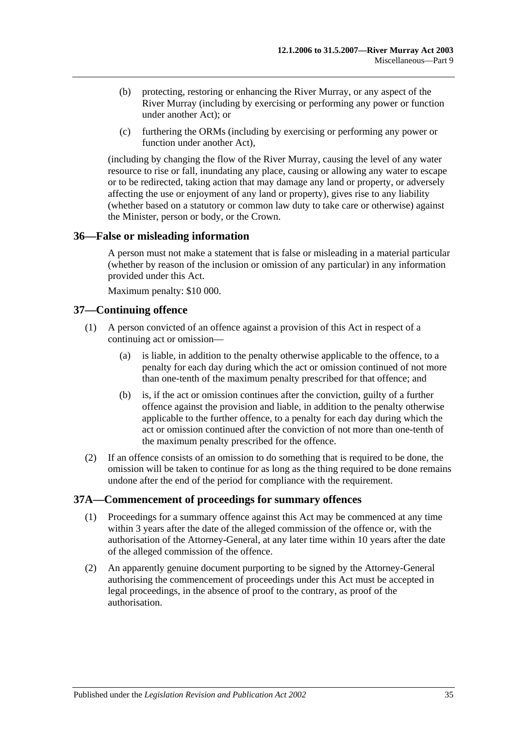(b) protecting, restoring or enhancing the River Murray, or any aspect of the River Murray (including by exercising or performing any power or function under another Act); or

(c) furthering the ORMs (including by exercising or performing any power or function under another Act),

(including by changing the flow of the River Murray, causing the level of any water resource to rise or fall, inundating any place, causing or allowing any water to escape or to be redirected, taking action that may damage any land or property, or adversely affecting the use or enjoyment of any land or property), gives rise to any liability (whether based on a statutory or common law duty to take care or otherwise) against the Minister, person or body, or the Crown.

## 36—False or misleading information

A person must not make a statement that is false or misleading in a material particular (whether by reason of the inclusion or omission of any particular) in any information provided under this Act.

Maximum penalty: $10 000.

## 37—Continuing offence

(1) A person convicted of an offence against a provision of this Act in respect of a continuing act or omission—

(a) is liable, in addition to the penalty otherwise applicable to the offence, to a penalty for each day during which the act or omission continued of not more than one-tenth of the maximum penalty prescribed for that offence; and

(b) is, if the act or omission continues after the conviction, guilty of a further offence against the provision and liable, in addition to the penalty otherwise applicable to the further offence, to a penalty for each day during which the act or omission continued after the conviction of not more than one-tenth of the maximum penalty prescribed for the offence.

(2) If an offence consists of an omission to do something that is required to be done, the omission will be taken to continue for as long as the thing required to be done remains undone after the end of the period for compliance with the requirement.

## 37A—Commencement of proceedings for summary offences

(1) Proceedings for a summary offence against this Act may be commenced at any time within 3 years after the date of the alleged commission of the offence or, with the authorisation of the Attorney-General, at any later time within 10 years after the date of the alleged commission of the offence.

(2) An apparently genuine document purporting to be signed by the Attorney-General authorising the commencement of proceedings under this Act must be accepted in legal proceedings, in the absence of proof to the contrary, as proof of the authorisation.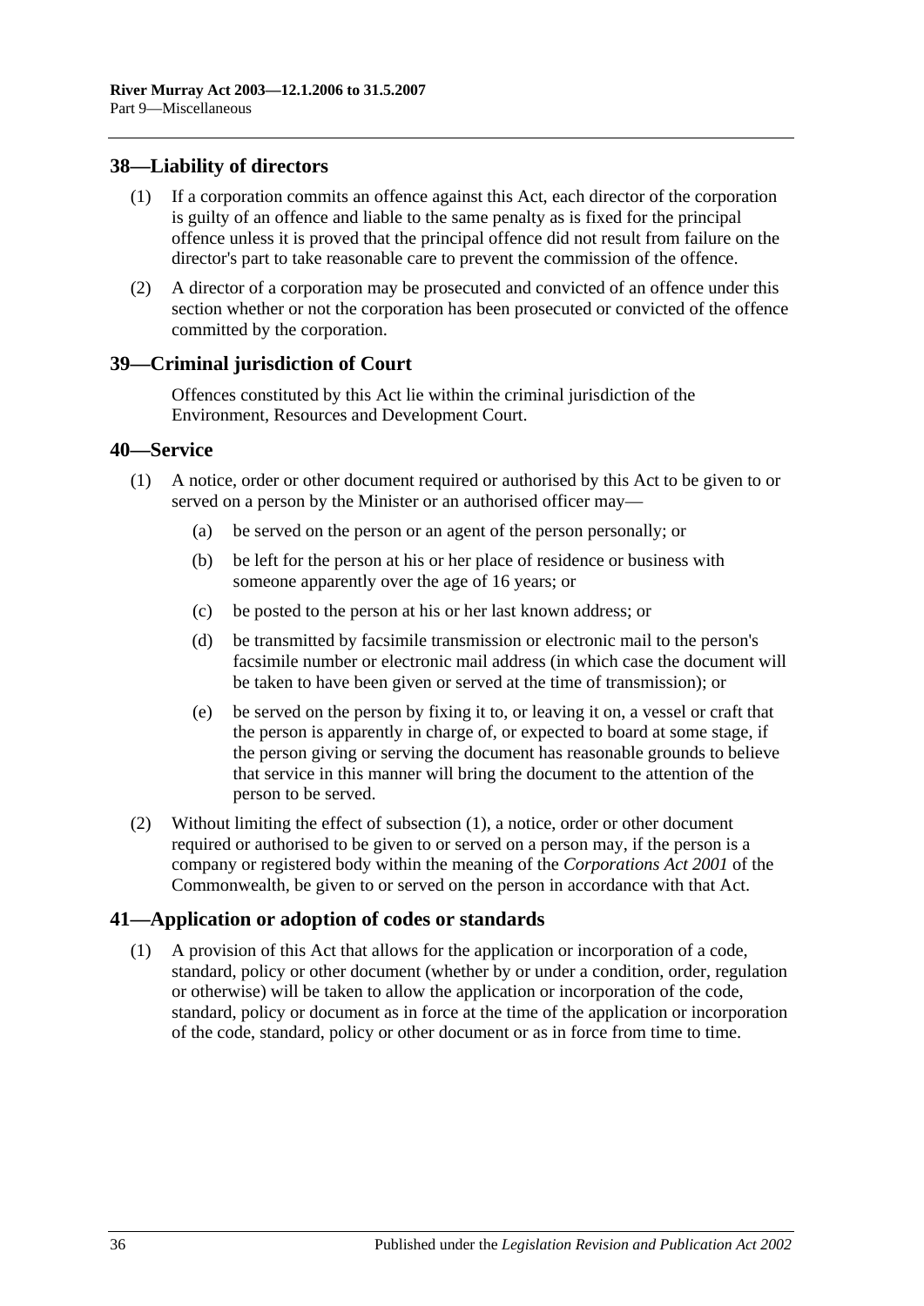## 38—Liability of directors

(1) If a corporation commits an offence against this Act, each director of the corporation is guilty of an offence and liable to the same penalty as is fixed for the principal offence unless it is proved that the principal offence did not result from failure on the director's part to take reasonable care to prevent the commission of the offence.

(2) A director of a corporation may be prosecuted and convicted of an offence under this section whether or not the corporation has been prosecuted or convicted of the offence committed by the corporation.

## 39—Criminal jurisdiction of Court

Offences constituted by this Act lie within the criminal jurisdiction of the Environment, Resources and Development Court.

## 40—Service

(1) A notice, order or other document required or authorised by this Act to be given to or served on a person by the Minister or an authorised officer may—

(a) be served on the person or an agent of the person personally; or

(b) be left for the person at his or her place of residence or business with someone apparently over the age of 16 years; or

(c) be posted to the person at his or her last known address; or

(d) be transmitted by facsimile transmission or electronic mail to the person's facsimile number or electronic mail address (in which case the document will be taken to have been given or served at the time of transmission); or

(e) be served on the person by fixing it to, or leaving it on, a vessel or craft that the person is apparently in charge of, or expected to board at some stage, if the person giving or serving the document has reasonable grounds to believe that service in this manner will bring the document to the attention of the person to be served.

(2) Without limiting the effect of subsection (1), a notice, order or other document required or authorised to be given to or served on a person may, if the person is a company or registered body within the meaning of the *Corporations Act 2001* of the Commonwealth, be given to or served on the person in accordance with that Act.

## 41—Application or adoption of codes or standards

(1) A provision of this Act that allows for the application or incorporation of a code, standard, policy or other document (whether by or under a condition, order, regulation or otherwise) will be taken to allow the application or incorporation of the code, standard, policy or document as in force at the time of the application or incorporation of the code, standard, policy or other document or as in force from time to time.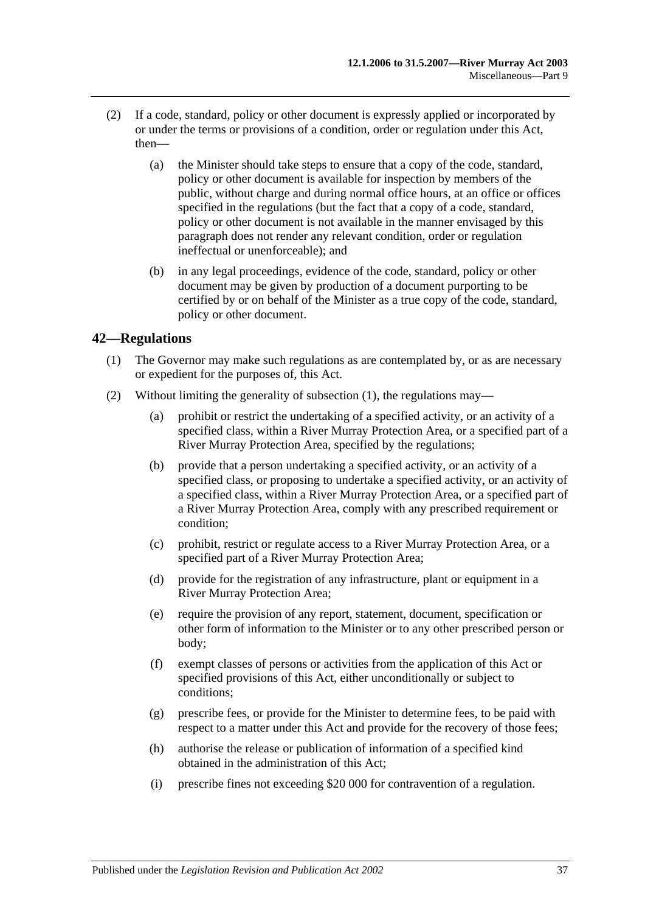(2) If a code, standard, policy or other document is expressly applied or incorporated by or under the terms or provisions of a condition, order or regulation under this Act, then—

(a) the Minister should take steps to ensure that a copy of the code, standard, policy or other document is available for inspection by members of the public, without charge and during normal office hours, at an office or offices specified in the regulations (but the fact that a copy of a code, standard, policy or other document is not available in the manner envisaged by this paragraph does not render any relevant condition, order or regulation ineffectual or unenforceable); and

(b) in any legal proceedings, evidence of the code, standard, policy or other document may be given by production of a document purporting to be certified by or on behalf of the Minister as a true copy of the code, standard, policy or other document.

## 42—Regulations

(1) The Governor may make such regulations as are contemplated by, or as are necessary or expedient for the purposes of, this Act.

(2) Without limiting the generality of subsection (1), the regulations may—

(a) prohibit or restrict the undertaking of a specified activity, or an activity of a specified class, within a River Murray Protection Area, or a specified part of a River Murray Protection Area, specified by the regulations;

(b) provide that a person undertaking a specified activity, or an activity of a specified class, or proposing to undertake a specified activity, or an activity of a specified class, within a River Murray Protection Area, or a specified part of a River Murray Protection Area, comply with any prescribed requirement or condition;

(c) prohibit, restrict or regulate access to a River Murray Protection Area, or a specified part of a River Murray Protection Area;

(d) provide for the registration of any infrastructure, plant or equipment in a River Murray Protection Area;

(e) require the provision of any report, statement, document, specification or other form of information to the Minister or to any other prescribed person or body;

(f) exempt classes of persons or activities from the application of this Act or specified provisions of this Act, either unconditionally or subject to conditions;

(g) prescribe fees, or provide for the Minister to determine fees, to be paid with respect to a matter under this Act and provide for the recovery of those fees;

(h) authorise the release or publication of information of a specified kind obtained in the administration of this Act;

(i) prescribe fines not exceeding $20 000 for contravention of a regulation.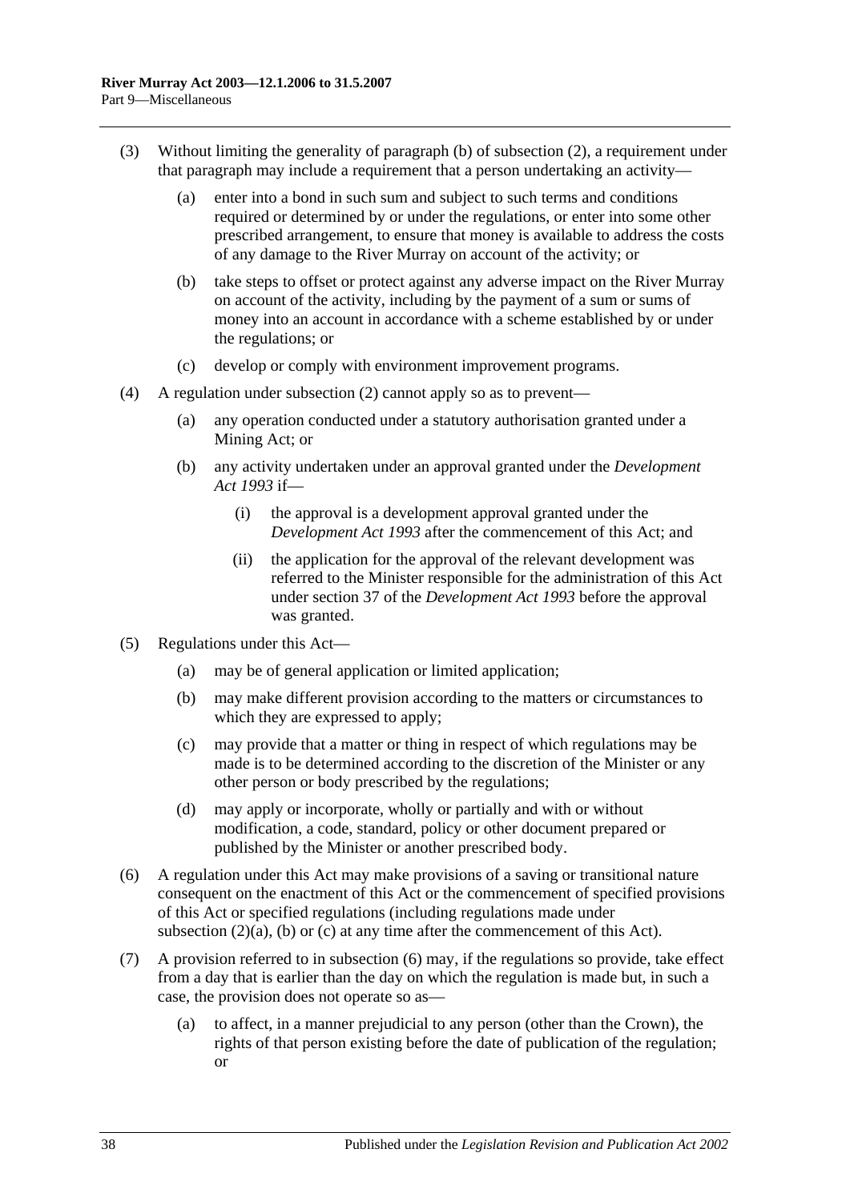(3) Without limiting the generality of paragraph (b) of subsection (2), a requirement under that paragraph may include a requirement that a person undertaking an activity—

- (a) enter into a bond in such sum and subject to such terms and conditions required or determined by or under the regulations, or enter into some other prescribed arrangement, to ensure that money is available to address the costs of any damage to the River Murray on account of the activity; or
- (b) take steps to offset or protect against any adverse impact on the River Murray on account of the activity, including by the payment of a sum or sums of money into an account in accordance with a scheme established by or under the regulations; or
- (c) develop or comply with environment improvement programs.

(4) A regulation under subsection (2) cannot apply so as to prevent—

- (a) any operation conducted under a statutory authorisation granted under a Mining Act; or
- (b) any activity undertaken under an approval granted under the *Development Act 1993* if—
  - (i) the approval is a development approval granted under the *Development Act 1993* after the commencement of this Act; and
  - (ii) the application for the approval of the relevant development was referred to the Minister responsible for the administration of this Act under section 37 of the *Development Act 1993* before the approval was granted.

(5) Regulations under this Act—

- (a) may be of general application or limited application;
- (b) may make different provision according to the matters or circumstances to which they are expressed to apply;
- (c) may provide that a matter or thing in respect of which regulations may be made is to be determined according to the discretion of the Minister or any other person or body prescribed by the regulations;
- (d) may apply or incorporate, wholly or partially and with or without modification, a code, standard, policy or other document prepared or published by the Minister or another prescribed body.

(6) A regulation under this Act may make provisions of a saving or transitional nature consequent on the enactment of this Act or the commencement of specified provisions of this Act or specified regulations (including regulations made under subsection (2)(a), (b) or (c) at any time after the commencement of this Act).

(7) A provision referred to in subsection (6) may, if the regulations so provide, take effect from a day that is earlier than the day on which the regulation is made but, in such a case, the provision does not operate so as—

- (a) to affect, in a manner prejudicial to any person (other than the Crown), the rights of that person existing before the date of publication of the regulation; or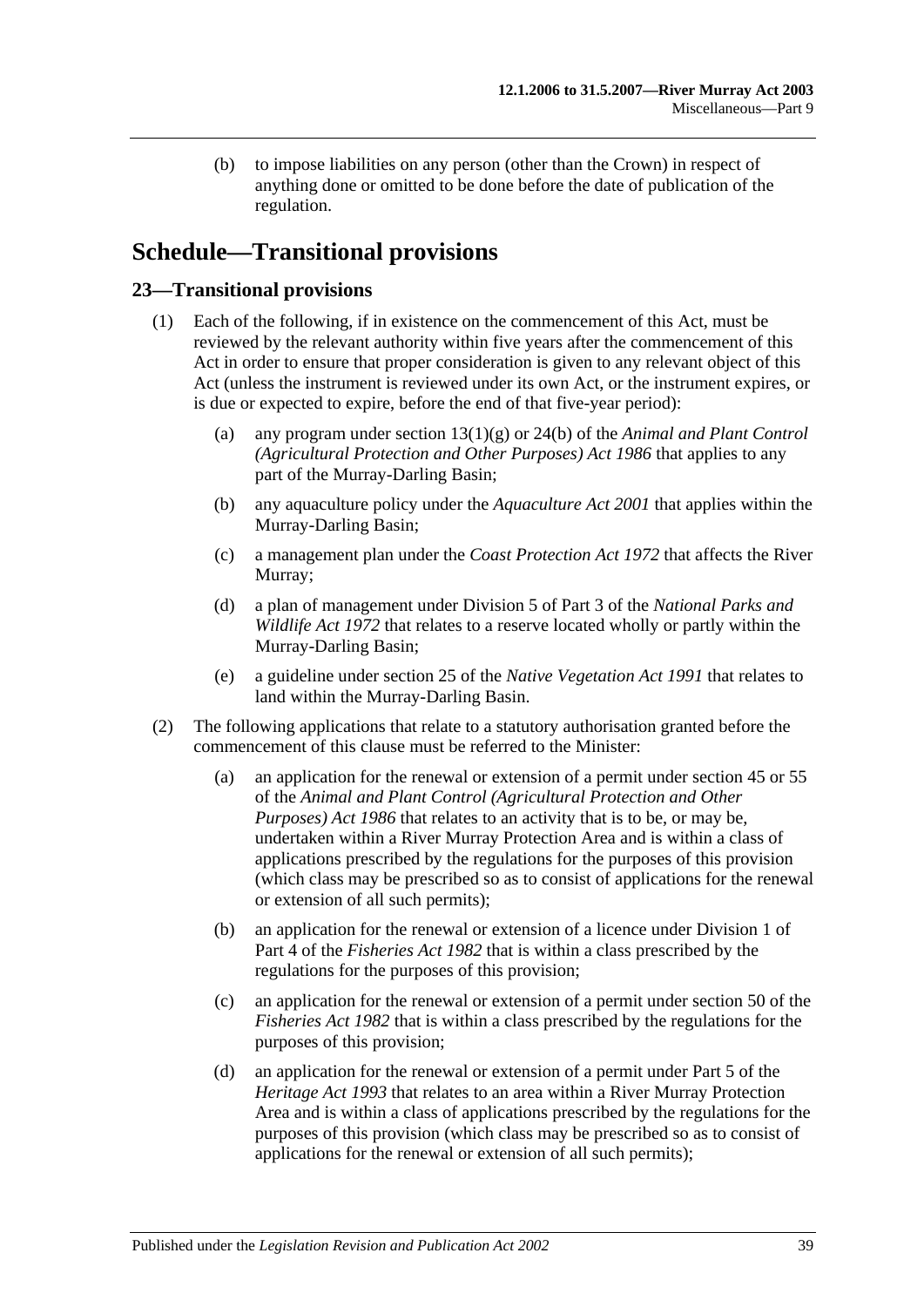(b) to impose liabilities on any person (other than the Crown) in respect of anything done or omitted to be done before the date of publication of the regulation.

# Schedule—Transitional provisions

## 23—Transitional provisions

(1) Each of the following, if in existence on the commencement of this Act, must be reviewed by the relevant authority within five years after the commencement of this Act in order to ensure that proper consideration is given to any relevant object of this Act (unless the instrument is reviewed under its own Act, or the instrument expires, or is due or expected to expire, before the end of that five-year period):

(a) any program under section 13(1)(g) or 24(b) of the *Animal and Plant Control (Agricultural Protection and Other Purposes) Act 1986* that applies to any part of the Murray-Darling Basin;

(b) any aquaculture policy under the *Aquaculture Act 2001* that applies within the Murray-Darling Basin;

(c) a management plan under the *Coast Protection Act 1972* that affects the River Murray;

(d) a plan of management under Division 5 of Part 3 of the *National Parks and Wildlife Act 1972* that relates to a reserve located wholly or partly within the Murray-Darling Basin;

(e) a guideline under section 25 of the *Native Vegetation Act 1991* that relates to land within the Murray-Darling Basin.

(2) The following applications that relate to a statutory authorisation granted before the commencement of this clause must be referred to the Minister:

(a) an application for the renewal or extension of a permit under section 45 or 55 of the *Animal and Plant Control (Agricultural Protection and Other Purposes) Act 1986* that relates to an activity that is to be, or may be, undertaken within a River Murray Protection Area and is within a class of applications prescribed by the regulations for the purposes of this provision (which class may be prescribed so as to consist of applications for the renewal or extension of all such permits);

(b) an application for the renewal or extension of a licence under Division 1 of Part 4 of the *Fisheries Act 1982* that is within a class prescribed by the regulations for the purposes of this provision;

(c) an application for the renewal or extension of a permit under section 50 of the *Fisheries Act 1982* that is within a class prescribed by the regulations for the purposes of this provision;

(d) an application for the renewal or extension of a permit under Part 5 of the *Heritage Act 1993* that relates to an area within a River Murray Protection Area and is within a class of applications prescribed by the regulations for the purposes of this provision (which class may be prescribed so as to consist of applications for the renewal or extension of all such permits);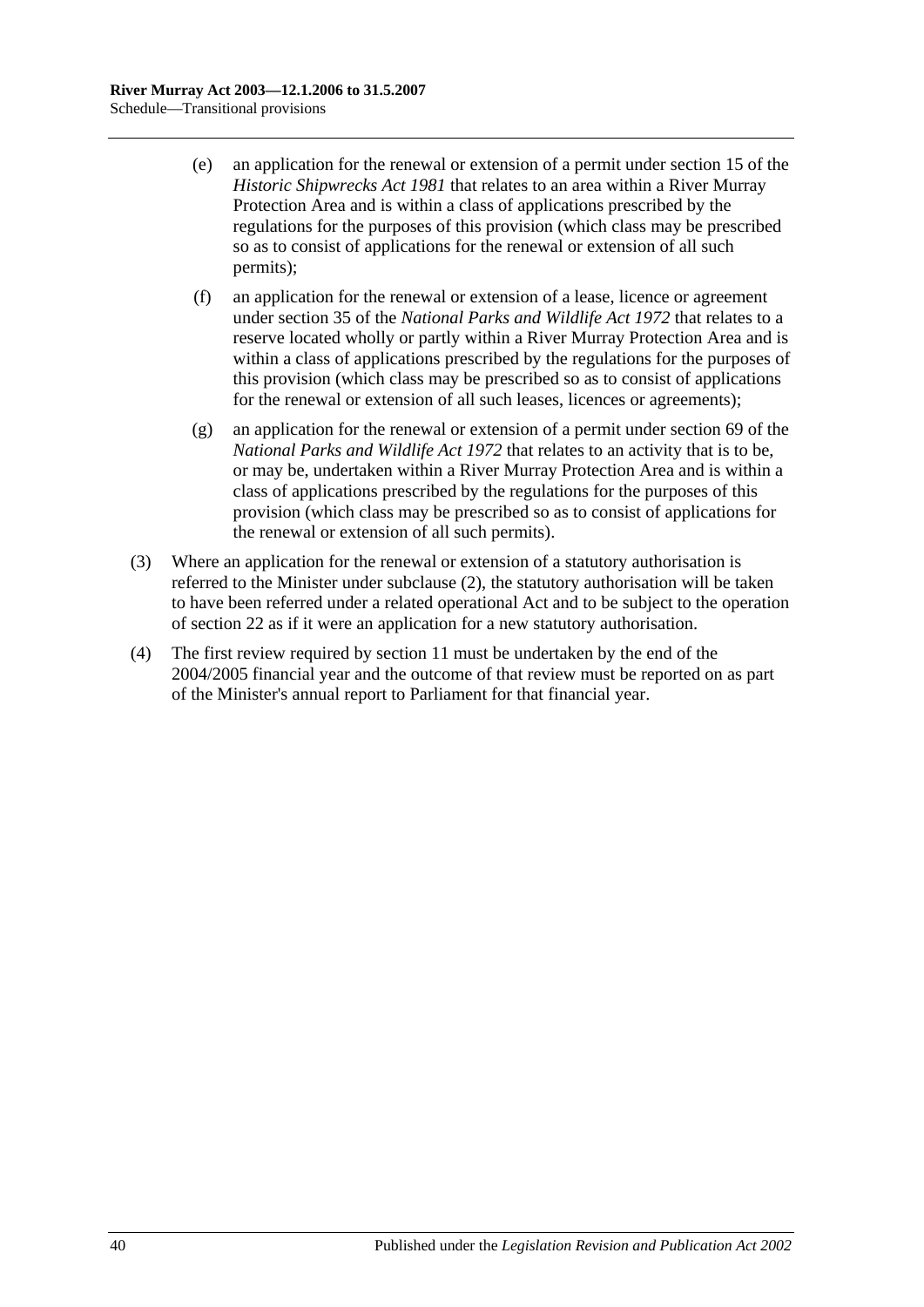(e) an application for the renewal or extension of a permit under section 15 of the *Historic Shipwrecks Act 1981* that relates to an area within a River Murray Protection Area and is within a class of applications prescribed by the regulations for the purposes of this provision (which class may be prescribed so as to consist of applications for the renewal or extension of all such permits);

(f) an application for the renewal or extension of a lease, licence or agreement under section 35 of the *National Parks and Wildlife Act 1972* that relates to a reserve located wholly or partly within a River Murray Protection Area and is within a class of applications prescribed by the regulations for the purposes of this provision (which class may be prescribed so as to consist of applications for the renewal or extension of all such leases, licences or agreements);

(g) an application for the renewal or extension of a permit under section 69 of the *National Parks and Wildlife Act 1972* that relates to an activity that is to be, or may be, undertaken within a River Murray Protection Area and is within a class of applications prescribed by the regulations for the purposes of this provision (which class may be prescribed so as to consist of applications for the renewal or extension of all such permits).

(3) Where an application for the renewal or extension of a statutory authorisation is referred to the Minister under subclause (2), the statutory authorisation will be taken to have been referred under a related operational Act and to be subject to the operation of section 22 as if it were an application for a new statutory authorisation.

(4) The first review required by section 11 must be undertaken by the end of the 2004/2005 financial year and the outcome of that review must be reported on as part of the Minister's annual report to Parliament for that financial year.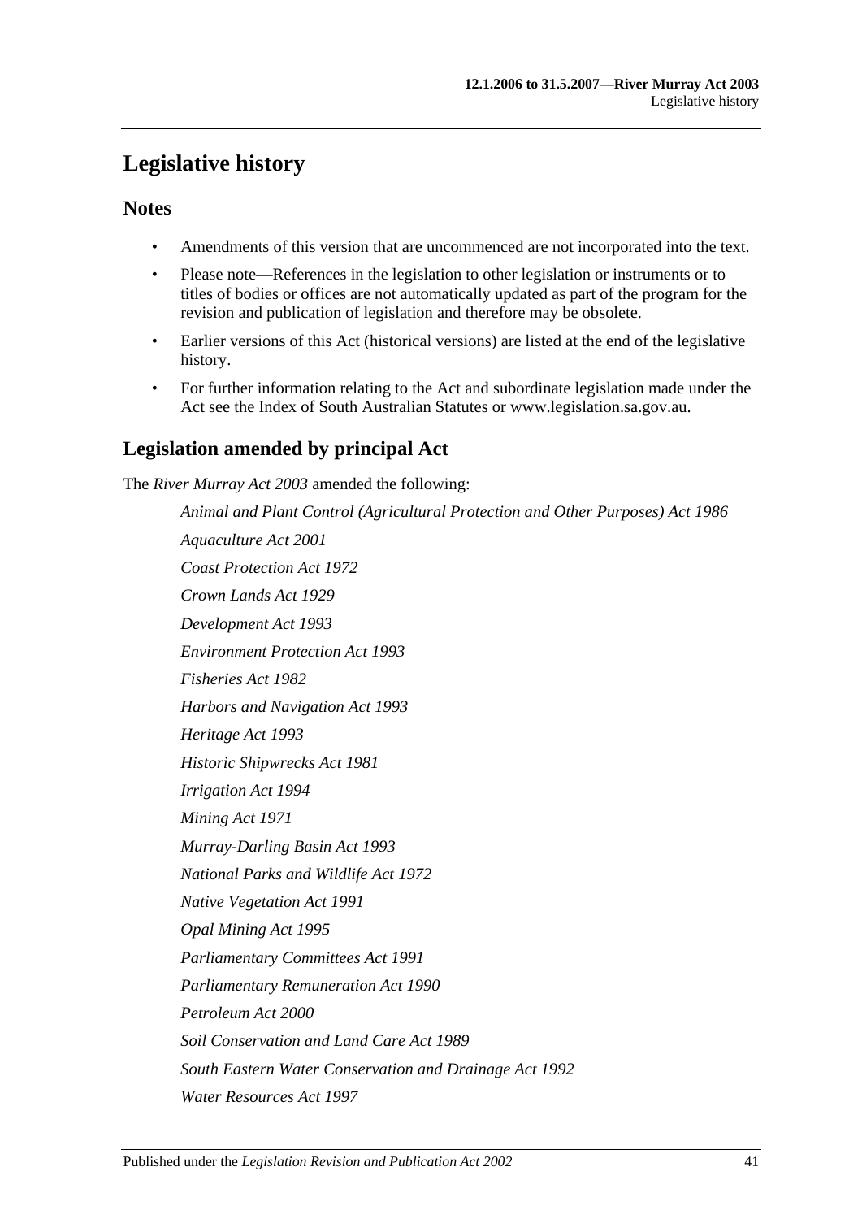# Legislative history

## Notes

- Amendments of this version that are uncommenced are not incorporated into the text.
- Please note—References in the legislation to other legislation or instruments or to titles of bodies or offices are not automatically updated as part of the program for the revision and publication of legislation and therefore may be obsolete.
- Earlier versions of this Act (historical versions) are listed at the end of the legislative history.
- For further information relating to the Act and subordinate legislation made under the Act see the Index of South Australian Statutes or www.legislation.sa.gov.au.

## Legislation amended by principal Act

The *River Murray Act 2003* amended the following:

*Animal and Plant Control (Agricultural Protection and Other Purposes) Act 1986*

*Aquaculture Act 2001*

*Coast Protection Act 1972*

*Crown Lands Act 1929*

*Development Act 1993*

*Environment Protection Act 1993*

*Fisheries Act 1982*

*Harbors and Navigation Act 1993*

*Heritage Act 1993*

*Historic Shipwrecks Act 1981*

*Irrigation Act 1994*

*Mining Act 1971*

*Murray-Darling Basin Act 1993*

*National Parks and Wildlife Act 1972*

*Native Vegetation Act 1991*

*Opal Mining Act 1995*

*Parliamentary Committees Act 1991*

*Parliamentary Remuneration Act 1990*

*Petroleum Act 2000*

*Soil Conservation and Land Care Act 1989*

*South Eastern Water Conservation and Drainage Act 1992*

*Water Resources Act 1997*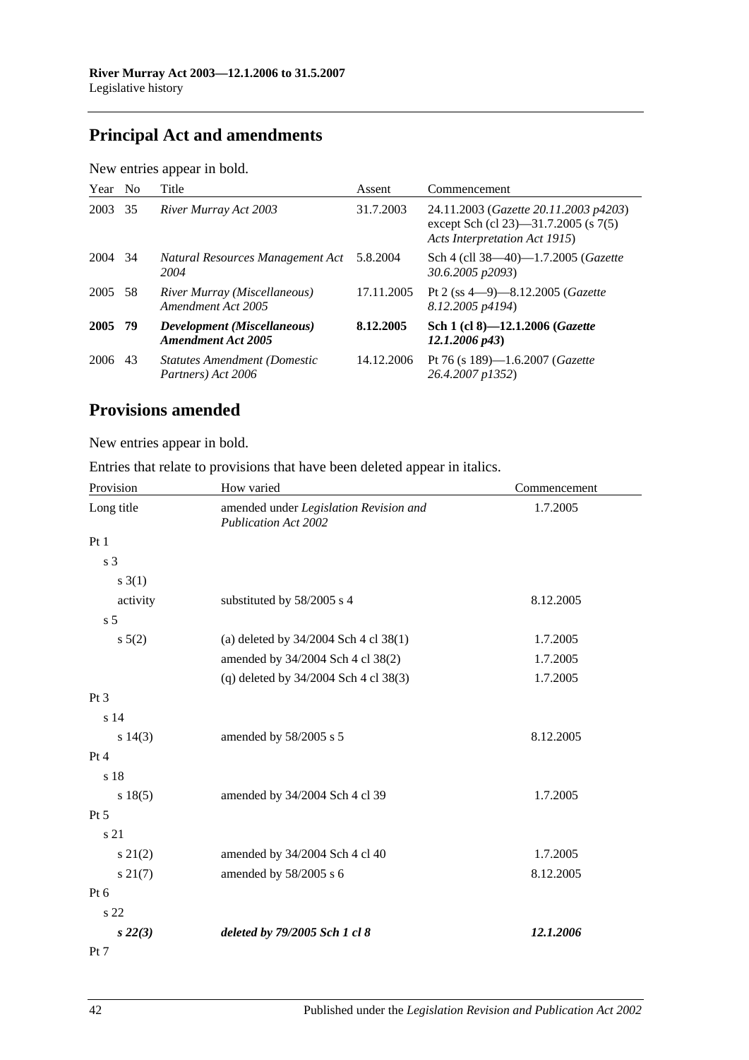## Principal Act and amendments

New entries appear in bold.

| Year | No | Title | Assent | Commencement |
|---|---|---|---|---|
| 2003 | 35 | *River Murray Act 2003* | 31.7.2003 | 24.11.2003 (*Gazette 20.11.2003 p4203*) except Sch (cl 23)—31.7.2005 (s 7(5) *Acts Interpretation Act 1915*) |
| 2004 | 34 | *Natural Resources Management Act 2004* | 5.8.2004 | Sch 4 (cll 38—40)—1.7.2005 (*Gazette 30.6.2005 p2093*) |
| 2005 | 58 | *River Murray (Miscellaneous) Amendment Act 2005* | 17.11.2005 | Pt 2 (ss 4—9)—8.12.2005 (*Gazette 8.12.2005 p4194*) |
| **2005** | **79** | ***Development (Miscellaneous) Amendment Act 2005*** | **8.12.2005** | **Sch 1 (cl 8)—12.1.2006 (*Gazette 12.1.2006 p43*)** |
| 2006 | 43 | *Statutes Amendment (Domestic Partners) Act 2006* | 14.12.2006 | Pt 76 (s 189)—1.6.2007 (*Gazette 26.4.2007 p1352*) |

## Provisions amended

New entries appear in bold.

Entries that relate to provisions that have been deleted appear in italics.

| Provision | How varied | Commencement |
|---|---|---|
| Long title | amended under *Legislation Revision and Publication Act 2002* | 1.7.2005 |
| Pt 1 | | |
| s 3 | | |
| s 3(1) | | |
| activity | substituted by 58/2005 s 4 | 8.12.2005 |
| s 5 | | |
| s 5(2) | (a) deleted by 34/2004 Sch 4 cl 38(1) | 1.7.2005 |
| | amended by 34/2004 Sch 4 cl 38(2) | 1.7.2005 |
| | (q) deleted by 34/2004 Sch 4 cl 38(3) | 1.7.2005 |
| Pt 3 | | |
| s 14 | | |
| s 14(3) | amended by 58/2005 s 5 | 8.12.2005 |
| Pt 4 | | |
| s 18 | | |
| s 18(5) | amended by 34/2004 Sch 4 cl 39 | 1.7.2005 |
| Pt 5 | | |
| s 21 | | |
| s 21(2) | amended by 34/2004 Sch 4 cl 40 | 1.7.2005 |
| s 21(7) | amended by 58/2005 s 6 | 8.12.2005 |
| Pt 6 | | |
| s 22 | | |
| ***s 22(3)*** | ***deleted by 79/2005 Sch 1 cl 8*** | ***12.1.2006*** |
| Pt 7 | | |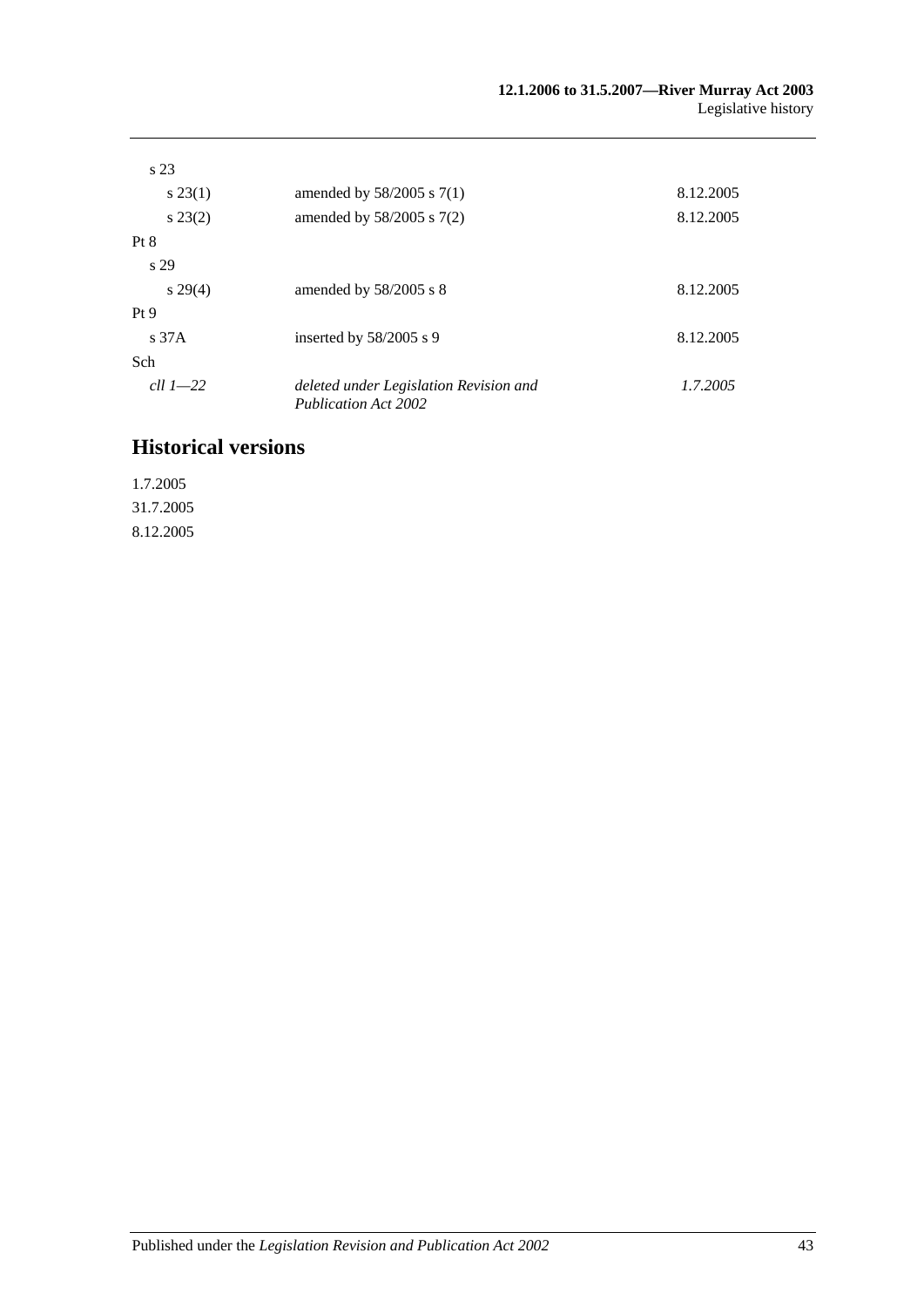| | | |
|---|---|---|
| s 23 | | |
| s 23(1) | amended by 58/2005 s 7(1) | 8.12.2005 |
| s 23(2) | amended by 58/2005 s 7(2) | 8.12.2005 |
| Pt 8 | | |
| s 29 | | |
| s 29(4) | amended by 58/2005 s 8 | 8.12.2005 |
| Pt 9 | | |
| s 37A | inserted by 58/2005 s 9 | 8.12.2005 |
| Sch | | |
| *cll 1—22* | *deleted under Legislation Revision and Publication Act 2002* | *1.7.2005* |

## Historical versions

1.7.2005

31.7.2005

8.12.2005